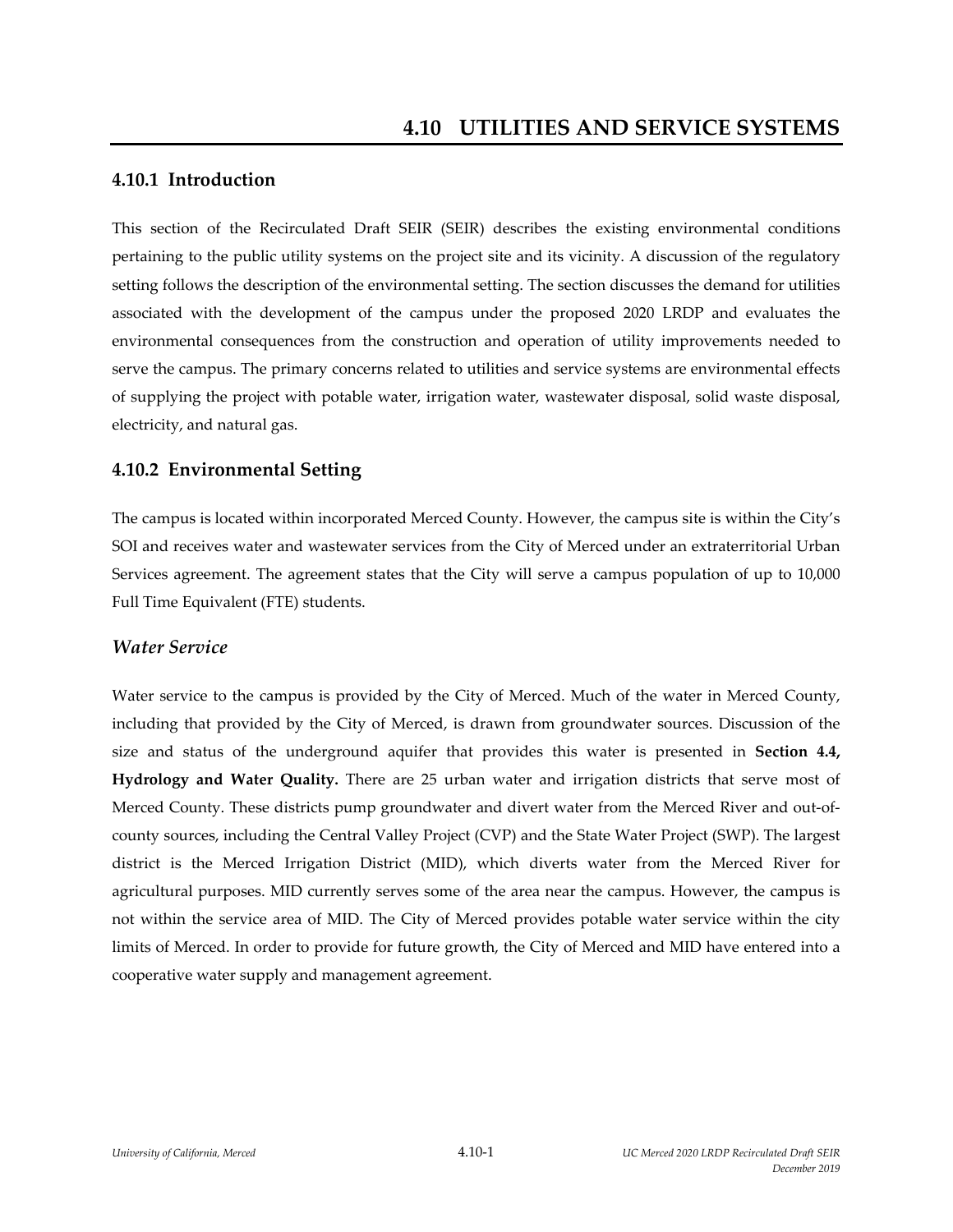# 4.10 UTILITIES AND SERVICE SYSTEMS

## 4.10.1 Introduction

This section of the Recirculated Draft SEIR (SEIR) describes the existing environmental conditions pertaining to the public utility systems on the project site and its vicinity. A discussion of the regulatory setting follows the description of the environmental setting. The section discusses the demand for utilities associated with the development of the campus under the proposed 2020 LRDP and evaluates the environmental consequences from the construction and operation of utility improvements needed to serve the campus. The primary concerns related to utilities and service systems are environmental effects of supplying the project with potable water, irrigation water, wastewater disposal, solid waste disposal, electricity, and natural gas.

## 4.10.2 Environmental Setting

The campus is located within incorporated Merced County. However, the campus site is within the City's SOI and receives water and wastewater services from the City of Merced under an extraterritorial Urban Services agreement. The agreement states that the City will serve a campus population of up to 10,000 Full Time Equivalent (FTE) students.

### *Water Service*

Water service to the campus is provided by the City of Merced. Much of the water in Merced County, including that provided by the City of Merced, is drawn from groundwater sources. Discussion of the size and status of the underground aquifer that provides this water is presented in **Section 4.4, Hydrology and Water Quality.** There are 25 urban water and irrigation districts that serve most of Merced County. These districts pump groundwater and divert water from the Merced River and out-of-county sources, including the Central Valley Project (CVP) and the State Water Project (SWP). The largest district is the Merced Irrigation District (MID), which diverts water from the Merced River for agricultural purposes. MID currently serves some of the area near the campus. However, the campus is not within the service area of MID. The City of Merced provides potable water service within the city limits of Merced. In order to provide for future growth, the City of Merced and MID have entered into a cooperative water supply and management agreement.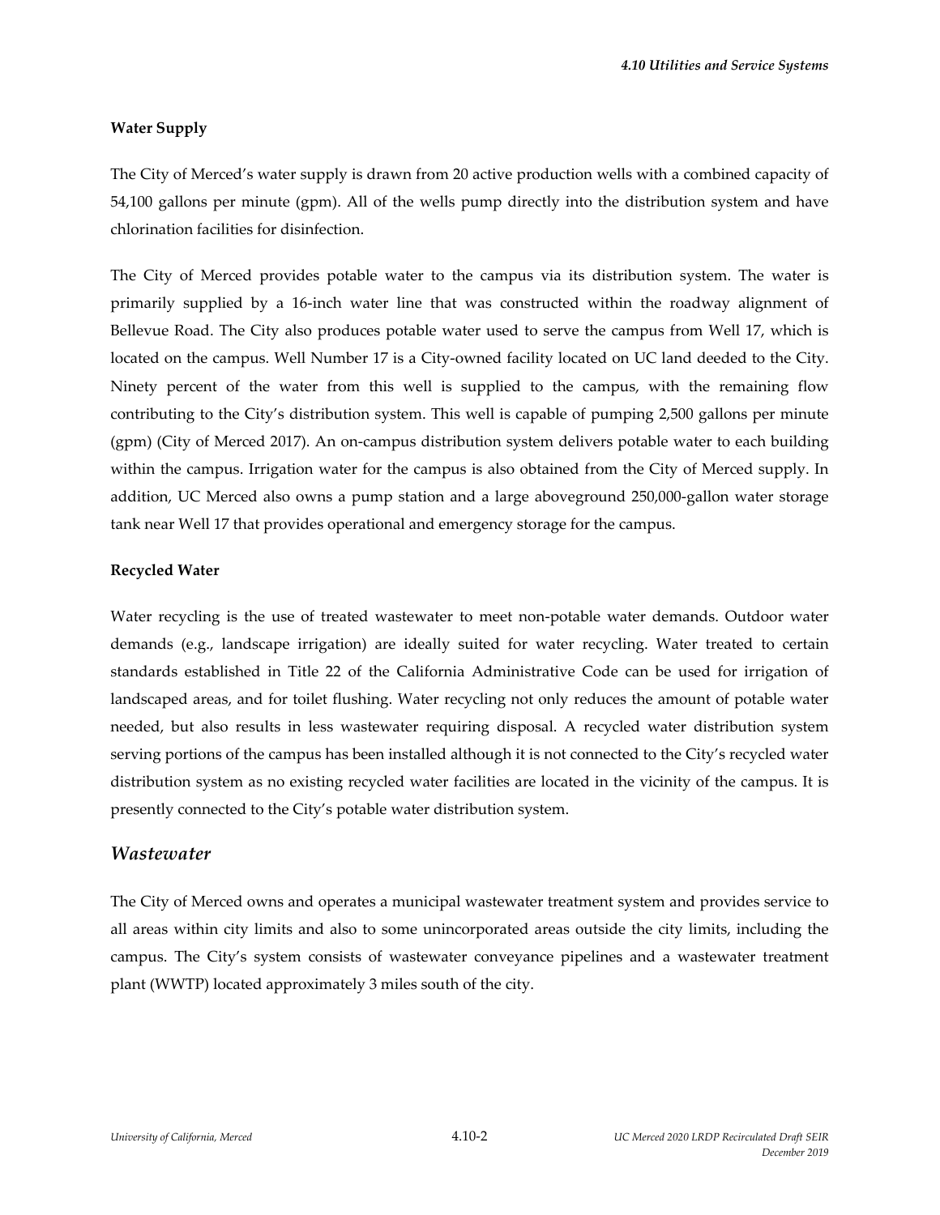**Water Supply**

The City of Merced's water supply is drawn from 20 active production wells with a combined capacity of 54,100 gallons per minute (gpm). All of the wells pump directly into the distribution system and have chlorination facilities for disinfection.

The City of Merced provides potable water to the campus via its distribution system. The water is primarily supplied by a 16-inch water line that was constructed within the roadway alignment of Bellevue Road. The City also produces potable water used to serve the campus from Well 17, which is located on the campus. Well Number 17 is a City-owned facility located on UC land deeded to the City. Ninety percent of the water from this well is supplied to the campus, with the remaining flow contributing to the City's distribution system. This well is capable of pumping 2,500 gallons per minute (gpm) (City of Merced 2017). An on-campus distribution system delivers potable water to each building within the campus. Irrigation water for the campus is also obtained from the City of Merced supply. In addition, UC Merced also owns a pump station and a large aboveground 250,000-gallon water storage tank near Well 17 that provides operational and emergency storage for the campus.

**Recycled Water**

Water recycling is the use of treated wastewater to meet non-potable water demands. Outdoor water demands (e.g., landscape irrigation) are ideally suited for water recycling. Water treated to certain standards established in Title 22 of the California Administrative Code can be used for irrigation of landscaped areas, and for toilet flushing. Water recycling not only reduces the amount of potable water needed, but also results in less wastewater requiring disposal. A recycled water distribution system serving portions of the campus has been installed although it is not connected to the City's recycled water distribution system as no existing recycled water facilities are located in the vicinity of the campus. It is presently connected to the City's potable water distribution system.

## *Wastewater*

The City of Merced owns and operates a municipal wastewater treatment system and provides service to all areas within city limits and also to some unincorporated areas outside the city limits, including the campus. The City's system consists of wastewater conveyance pipelines and a wastewater treatment plant (WWTP) located approximately 3 miles south of the city.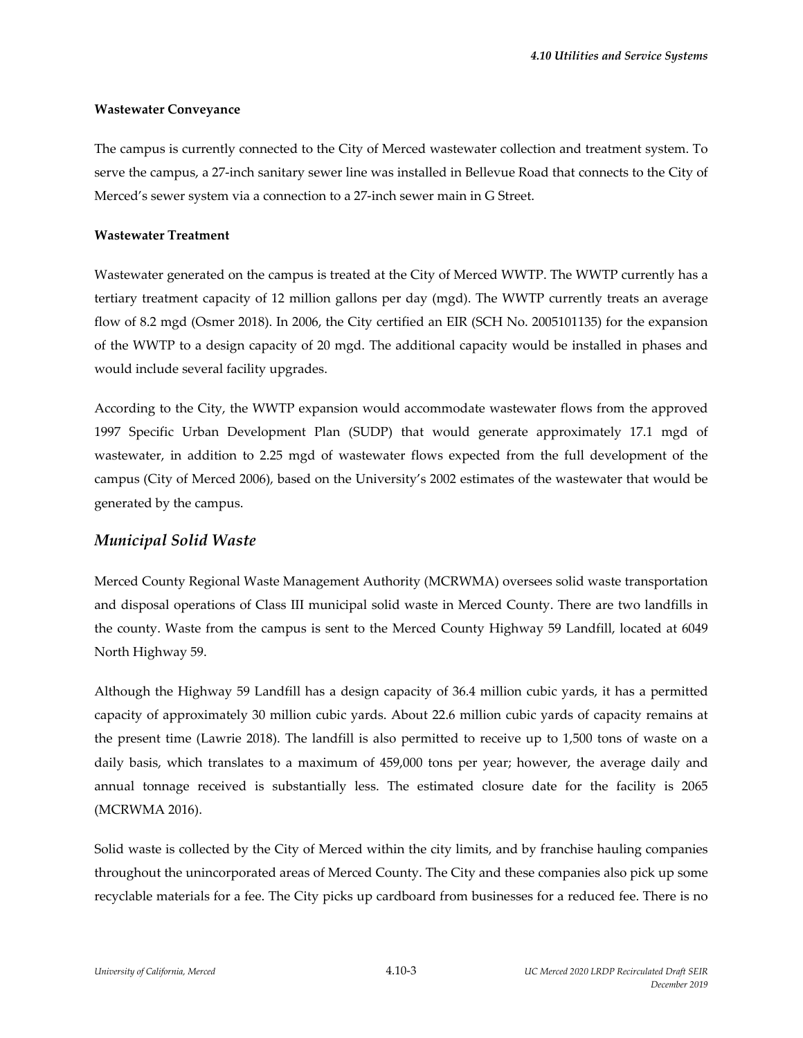**Wastewater Conveyance**

The campus is currently connected to the City of Merced wastewater collection and treatment system. To serve the campus, a 27-inch sanitary sewer line was installed in Bellevue Road that connects to the City of Merced's sewer system via a connection to a 27-inch sewer main in G Street.

**Wastewater Treatment**

Wastewater generated on the campus is treated at the City of Merced WWTP. The WWTP currently has a tertiary treatment capacity of 12 million gallons per day (mgd). The WWTP currently treats an average flow of 8.2 mgd (Osmer 2018). In 2006, the City certified an EIR (SCH No. 2005101135) for the expansion of the WWTP to a design capacity of 20 mgd. The additional capacity would be installed in phases and would include several facility upgrades.

According to the City, the WWTP expansion would accommodate wastewater flows from the approved 1997 Specific Urban Development Plan (SUDP) that would generate approximately 17.1 mgd of wastewater, in addition to 2.25 mgd of wastewater flows expected from the full development of the campus (City of Merced 2006), based on the University's 2002 estimates of the wastewater that would be generated by the campus.

### *Municipal Solid Waste*

Merced County Regional Waste Management Authority (MCRWMA) oversees solid waste transportation and disposal operations of Class III municipal solid waste in Merced County. There are two landfills in the county. Waste from the campus is sent to the Merced County Highway 59 Landfill, located at 6049 North Highway 59.

Although the Highway 59 Landfill has a design capacity of 36.4 million cubic yards, it has a permitted capacity of approximately 30 million cubic yards. About 22.6 million cubic yards of capacity remains at the present time (Lawrie 2018). The landfill is also permitted to receive up to 1,500 tons of waste on a daily basis, which translates to a maximum of 459,000 tons per year; however, the average daily and annual tonnage received is substantially less. The estimated closure date for the facility is 2065 (MCRWMA 2016).

Solid waste is collected by the City of Merced within the city limits, and by franchise hauling companies throughout the unincorporated areas of Merced County. The City and these companies also pick up some recyclable materials for a fee. The City picks up cardboard from businesses for a reduced fee. There is no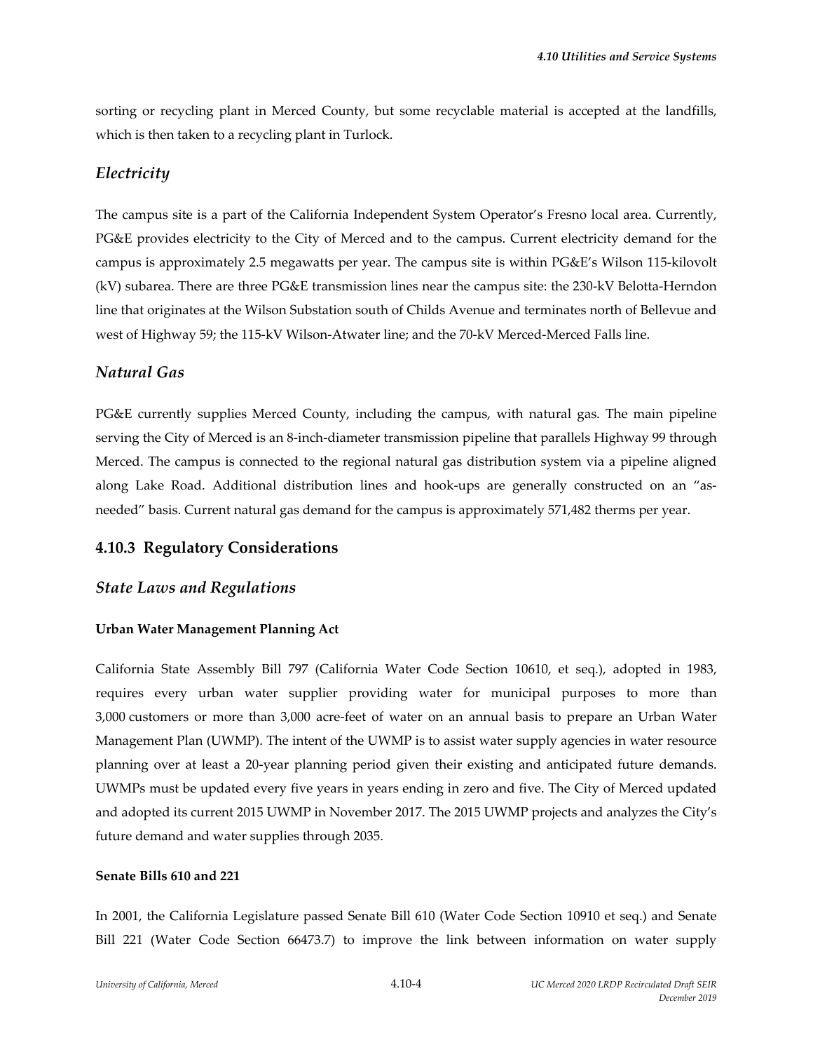sorting or recycling plant in Merced County, but some recyclable material is accepted at the landfills, which is then taken to a recycling plant in Turlock.

### *Electricity*

The campus site is a part of the California Independent System Operator's Fresno local area. Currently, PG&E provides electricity to the City of Merced and to the campus. Current electricity demand for the campus is approximately 2.5 megawatts per year. The campus site is within PG&E's Wilson 115-kilovolt (kV) subarea. There are three PG&E transmission lines near the campus site: the 230-kV Belotta-Herndon line that originates at the Wilson Substation south of Childs Avenue and terminates north of Bellevue and west of Highway 59; the 115-kV Wilson-Atwater line; and the 70-kV Merced-Merced Falls line.

### *Natural Gas*

PG&E currently supplies Merced County, including the campus, with natural gas. The main pipeline serving the City of Merced is an 8-inch-diameter transmission pipeline that parallels Highway 99 through Merced. The campus is connected to the regional natural gas distribution system via a pipeline aligned along Lake Road. Additional distribution lines and hook-ups are generally constructed on an "as-needed" basis. Current natural gas demand for the campus is approximately 571,482 therms per year.

## 4.10.3 Regulatory Considerations

### *State Laws and Regulations*

#### Urban Water Management Planning Act

California State Assembly Bill 797 (California Water Code Section 10610, et seq.), adopted in 1983, requires every urban water supplier providing water for municipal purposes to more than 3,000 customers or more than 3,000 acre-feet of water on an annual basis to prepare an Urban Water Management Plan (UWMP). The intent of the UWMP is to assist water supply agencies in water resource planning over at least a 20-year planning period given their existing and anticipated future demands. UWMPs must be updated every five years in years ending in zero and five. The City of Merced updated and adopted its current 2015 UWMP in November 2017. The 2015 UWMP projects and analyzes the City's future demand and water supplies through 2035.

#### Senate Bills 610 and 221

In 2001, the California Legislature passed Senate Bill 610 (Water Code Section 10910 et seq.) and Senate Bill 221 (Water Code Section 66473.7) to improve the link between information on water supply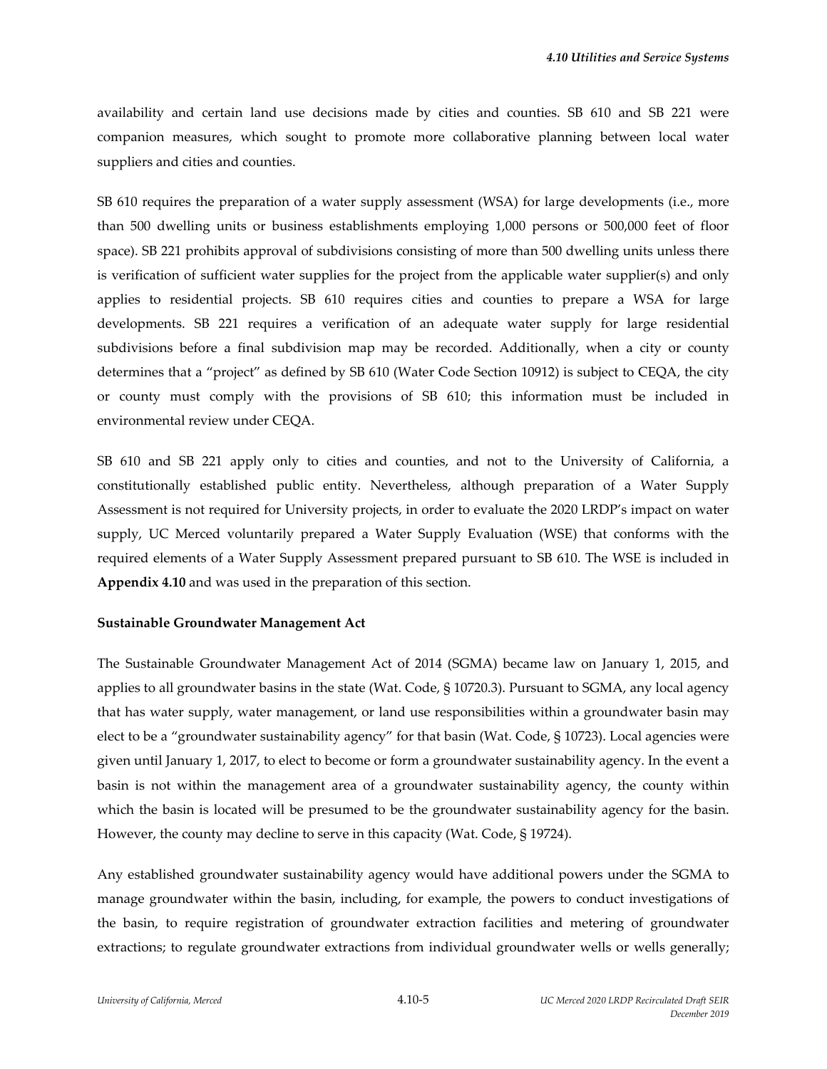availability and certain land use decisions made by cities and counties. SB 610 and SB 221 were companion measures, which sought to promote more collaborative planning between local water suppliers and cities and counties.

SB 610 requires the preparation of a water supply assessment (WSA) for large developments (i.e., more than 500 dwelling units or business establishments employing 1,000 persons or 500,000 feet of floor space). SB 221 prohibits approval of subdivisions consisting of more than 500 dwelling units unless there is verification of sufficient water supplies for the project from the applicable water supplier(s) and only applies to residential projects. SB 610 requires cities and counties to prepare a WSA for large developments. SB 221 requires a verification of an adequate water supply for large residential subdivisions before a final subdivision map may be recorded. Additionally, when a city or county determines that a "project" as defined by SB 610 (Water Code Section 10912) is subject to CEQA, the city or county must comply with the provisions of SB 610; this information must be included in environmental review under CEQA.

SB 610 and SB 221 apply only to cities and counties, and not to the University of California, a constitutionally established public entity. Nevertheless, although preparation of a Water Supply Assessment is not required for University projects, in order to evaluate the 2020 LRDP's impact on water supply, UC Merced voluntarily prepared a Water Supply Evaluation (WSE) that conforms with the required elements of a Water Supply Assessment prepared pursuant to SB 610. The WSE is included in **Appendix 4.10** and was used in the preparation of this section.

**Sustainable Groundwater Management Act**

The Sustainable Groundwater Management Act of 2014 (SGMA) became law on January 1, 2015, and applies to all groundwater basins in the state (Wat. Code, § 10720.3). Pursuant to SGMA, any local agency that has water supply, water management, or land use responsibilities within a groundwater basin may elect to be a "groundwater sustainability agency" for that basin (Wat. Code, § 10723). Local agencies were given until January 1, 2017, to elect to become or form a groundwater sustainability agency. In the event a basin is not within the management area of a groundwater sustainability agency, the county within which the basin is located will be presumed to be the groundwater sustainability agency for the basin. However, the county may decline to serve in this capacity (Wat. Code, § 19724).

Any established groundwater sustainability agency would have additional powers under the SGMA to manage groundwater within the basin, including, for example, the powers to conduct investigations of the basin, to require registration of groundwater extraction facilities and metering of groundwater extractions; to regulate groundwater extractions from individual groundwater wells or wells generally;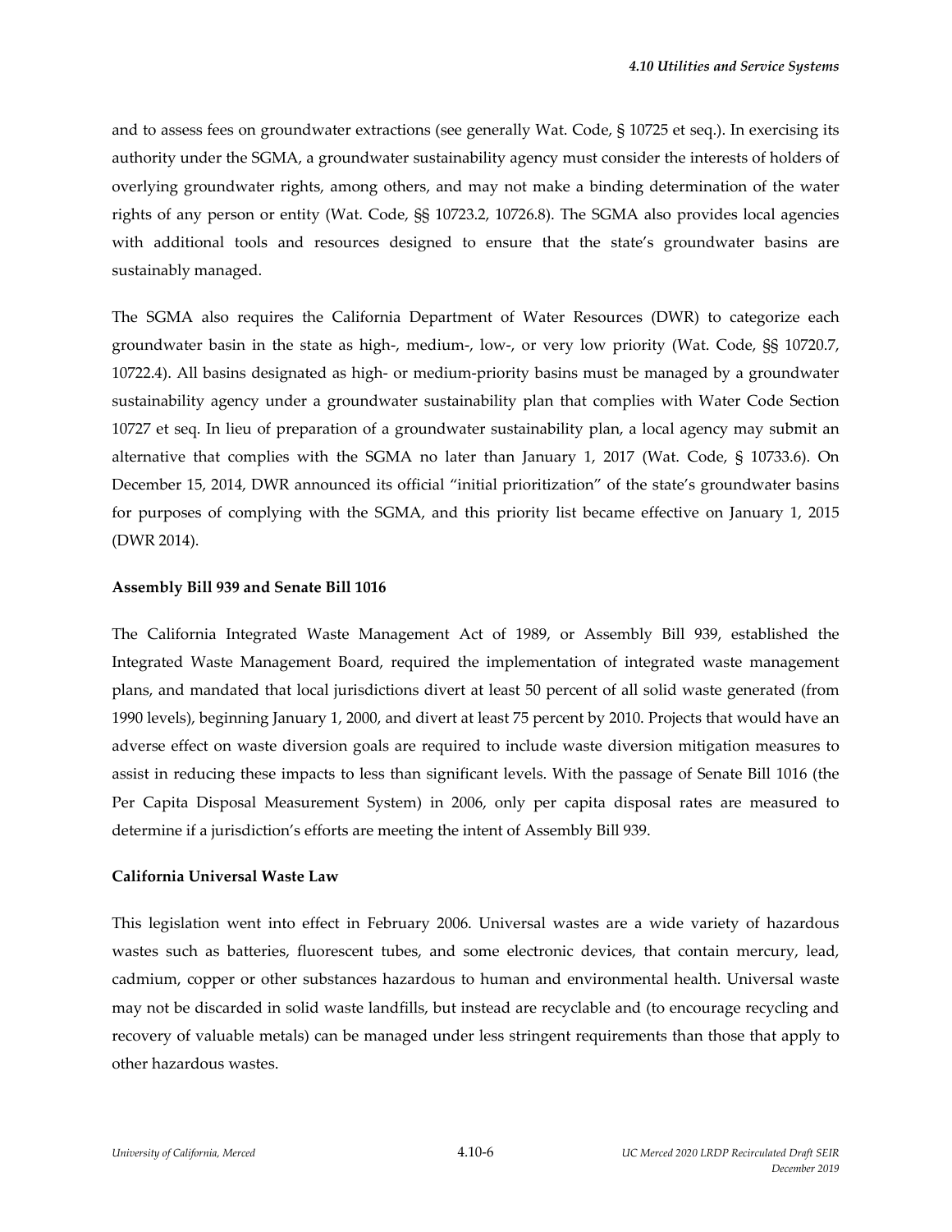and to assess fees on groundwater extractions (see generally Wat. Code, § 10725 et seq.). In exercising its authority under the SGMA, a groundwater sustainability agency must consider the interests of holders of overlying groundwater rights, among others, and may not make a binding determination of the water rights of any person or entity (Wat. Code, §§ 10723.2, 10726.8). The SGMA also provides local agencies with additional tools and resources designed to ensure that the state's groundwater basins are sustainably managed.

The SGMA also requires the California Department of Water Resources (DWR) to categorize each groundwater basin in the state as high-, medium-, low-, or very low priority (Wat. Code, §§ 10720.7, 10722.4). All basins designated as high- or medium-priority basins must be managed by a groundwater sustainability agency under a groundwater sustainability plan that complies with Water Code Section 10727 et seq. In lieu of preparation of a groundwater sustainability plan, a local agency may submit an alternative that complies with the SGMA no later than January 1, 2017 (Wat. Code, § 10733.6). On December 15, 2014, DWR announced its official "initial prioritization" of the state's groundwater basins for purposes of complying with the SGMA, and this priority list became effective on January 1, 2015 (DWR 2014).

**Assembly Bill 939 and Senate Bill 1016**

The California Integrated Waste Management Act of 1989, or Assembly Bill 939, established the Integrated Waste Management Board, required the implementation of integrated waste management plans, and mandated that local jurisdictions divert at least 50 percent of all solid waste generated (from 1990 levels), beginning January 1, 2000, and divert at least 75 percent by 2010. Projects that would have an adverse effect on waste diversion goals are required to include waste diversion mitigation measures to assist in reducing these impacts to less than significant levels. With the passage of Senate Bill 1016 (the Per Capita Disposal Measurement System) in 2006, only per capita disposal rates are measured to determine if a jurisdiction's efforts are meeting the intent of Assembly Bill 939.

**California Universal Waste Law**

This legislation went into effect in February 2006. Universal wastes are a wide variety of hazardous wastes such as batteries, fluorescent tubes, and some electronic devices, that contain mercury, lead, cadmium, copper or other substances hazardous to human and environmental health. Universal waste may not be discarded in solid waste landfills, but instead are recyclable and (to encourage recycling and recovery of valuable metals) can be managed under less stringent requirements than those that apply to other hazardous wastes.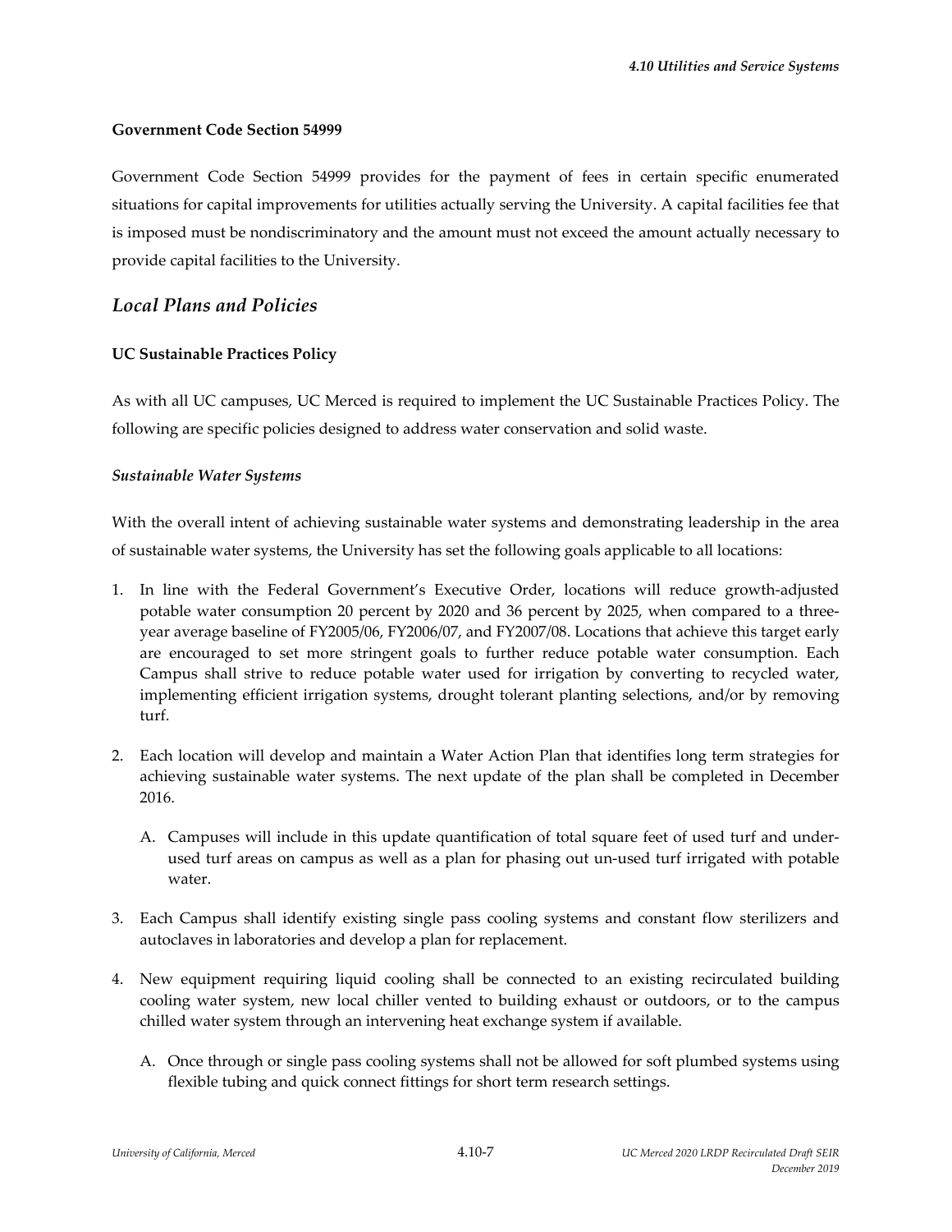**Government Code Section 54999**

Government Code Section 54999 provides for the payment of fees in certain specific enumerated situations for capital improvements for utilities actually serving the University. A capital facilities fee that is imposed must be nondiscriminatory and the amount must not exceed the amount actually necessary to provide capital facilities to the University.

## *Local Plans and Policies*

**UC Sustainable Practices Policy**

As with all UC campuses, UC Merced is required to implement the UC Sustainable Practices Policy. The following are specific policies designed to address water conservation and solid waste.

***Sustainable Water Systems***

With the overall intent of achieving sustainable water systems and demonstrating leadership in the area of sustainable water systems, the University has set the following goals applicable to all locations:

1. In line with the Federal Government's Executive Order, locations will reduce growth-adjusted potable water consumption 20 percent by 2020 and 36 percent by 2025, when compared to a three-year average baseline of FY2005/06, FY2006/07, and FY2007/08. Locations that achieve this target early are encouraged to set more stringent goals to further reduce potable water consumption. Each Campus shall strive to reduce potable water used for irrigation by converting to recycled water, implementing efficient irrigation systems, drought tolerant planting selections, and/or by removing turf.

2. Each location will develop and maintain a Water Action Plan that identifies long term strategies for achieving sustainable water systems. The next update of the plan shall be completed in December 2016.

   A. Campuses will include in this update quantification of total square feet of used turf and under-used turf areas on campus as well as a plan for phasing out un-used turf irrigated with potable water.

3. Each Campus shall identify existing single pass cooling systems and constant flow sterilizers and autoclaves in laboratories and develop a plan for replacement.

4. New equipment requiring liquid cooling shall be connected to an existing recirculated building cooling water system, new local chiller vented to building exhaust or outdoors, or to the campus chilled water system through an intervening heat exchange system if available.

   A. Once through or single pass cooling systems shall not be allowed for soft plumbed systems using flexible tubing and quick connect fittings for short term research settings.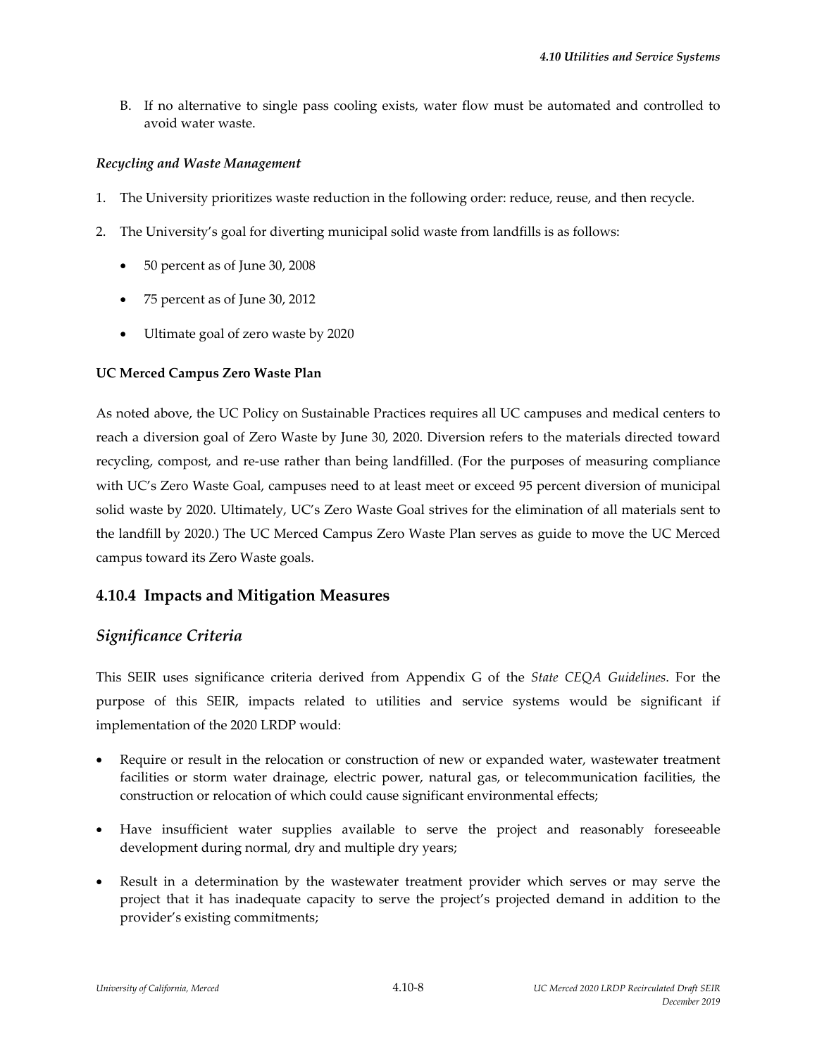B. If no alternative to single pass cooling exists, water flow must be automated and controlled to avoid water waste.

***Recycling and Waste Management***

1. The University prioritizes waste reduction in the following order: reduce, reuse, and then recycle.
2. The University's goal for diverting municipal solid waste from landfills is as follows:
   - 50 percent as of June 30, 2008
   - 75 percent as of June 30, 2012
   - Ultimate goal of zero waste by 2020

**UC Merced Campus Zero Waste Plan**

As noted above, the UC Policy on Sustainable Practices requires all UC campuses and medical centers to reach a diversion goal of Zero Waste by June 30, 2020. Diversion refers to the materials directed toward recycling, compost, and re-use rather than being landfilled. (For the purposes of measuring compliance with UC's Zero Waste Goal, campuses need to at least meet or exceed 95 percent diversion of municipal solid waste by 2020. Ultimately, UC's Zero Waste Goal strives for the elimination of all materials sent to the landfill by 2020.) The UC Merced Campus Zero Waste Plan serves as guide to move the UC Merced campus toward its Zero Waste goals.

## 4.10.4 Impacts and Mitigation Measures

### *Significance Criteria*

This SEIR uses significance criteria derived from Appendix G of the *State CEQA Guidelines*. For the purpose of this SEIR, impacts related to utilities and service systems would be significant if implementation of the 2020 LRDP would:

- Require or result in the relocation or construction of new or expanded water, wastewater treatment facilities or storm water drainage, electric power, natural gas, or telecommunication facilities, the construction or relocation of which could cause significant environmental effects;
- Have insufficient water supplies available to serve the project and reasonably foreseeable development during normal, dry and multiple dry years;
- Result in a determination by the wastewater treatment provider which serves or may serve the project that it has inadequate capacity to serve the project's projected demand in addition to the provider's existing commitments;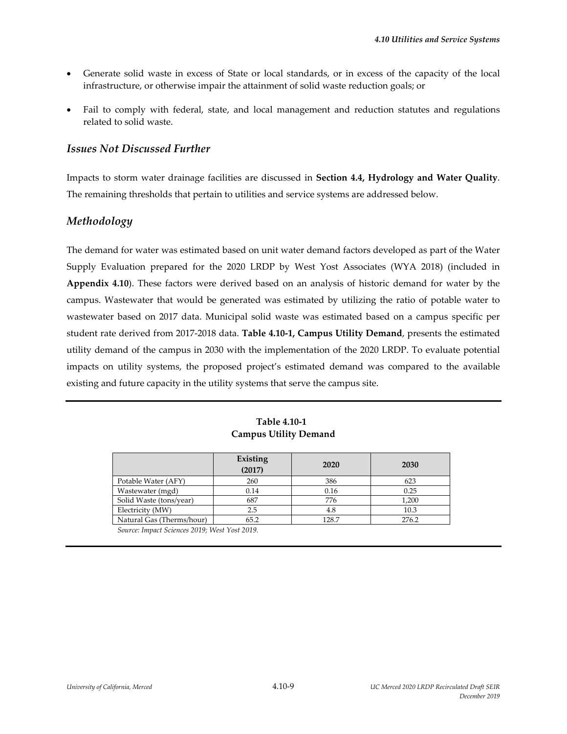- Generate solid waste in excess of State or local standards, or in excess of the capacity of the local infrastructure, or otherwise impair the attainment of solid waste reduction goals; or
- Fail to comply with federal, state, and local management and reduction statutes and regulations related to solid waste.

### *Issues Not Discussed Further*

Impacts to storm water drainage facilities are discussed in **Section 4.4, Hydrology and Water Quality**. The remaining thresholds that pertain to utilities and service systems are addressed below.

## *Methodology*

The demand for water was estimated based on unit water demand factors developed as part of the Water Supply Evaluation prepared for the 2020 LRDP by West Yost Associates (WYA 2018) (included in **Appendix 4.10**). These factors were derived based on an analysis of historic demand for water by the campus. Wastewater that would be generated was estimated by utilizing the ratio of potable water to wastewater based on 2017 data. Municipal solid waste was estimated based on a campus specific per student rate derived from 2017-2018 data. **Table 4.10-1, Campus Utility Demand**, presents the estimated utility demand of the campus in 2030 with the implementation of the 2020 LRDP. To evaluate potential impacts on utility systems, the proposed project's estimated demand was compared to the available existing and future capacity in the utility systems that serve the campus site.

**Table 4.10-1**
**Campus Utility Demand**

| | Existing (2017) | 2020 | 2030 |
|---|---|---|---|
| Potable Water (AFY) | 260 | 386 | 623 |
| Wastewater (mgd) | 0.14 | 0.16 | 0.25 |
| Solid Waste (tons/year) | 687 | 776 | 1,200 |
| Electricity (MW) | 2.5 | 4.8 | 10.3 |
| Natural Gas (Therms/hour) | 65.2 | 128.7 | 276.2 |

*Source: Impact Sciences 2019; West Yost 2019.*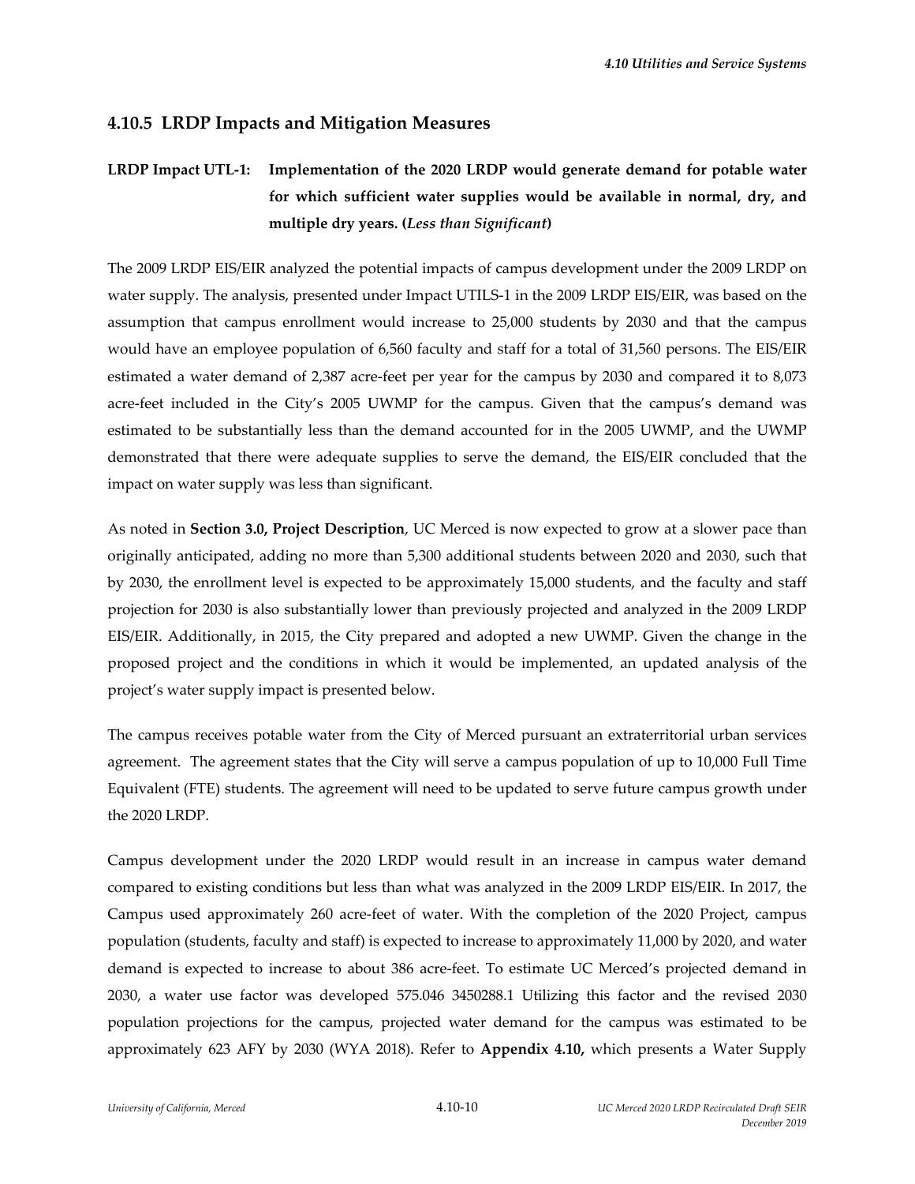## 4.10.5 LRDP Impacts and Mitigation Measures

**LRDP Impact UTL-1: Implementation of the 2020 LRDP would generate demand for potable water for which sufficient water supplies would be available in normal, dry, and multiple dry years. (*Less than Significant*)**

The 2009 LRDP EIS/EIR analyzed the potential impacts of campus development under the 2009 LRDP on water supply. The analysis, presented under Impact UTILS-1 in the 2009 LRDP EIS/EIR, was based on the assumption that campus enrollment would increase to 25,000 students by 2030 and that the campus would have an employee population of 6,560 faculty and staff for a total of 31,560 persons. The EIS/EIR estimated a water demand of 2,387 acre-feet per year for the campus by 2030 and compared it to 8,073 acre-feet included in the City's 2005 UWMP for the campus. Given that the campus's demand was estimated to be substantially less than the demand accounted for in the 2005 UWMP, and the UWMP demonstrated that there were adequate supplies to serve the demand, the EIS/EIR concluded that the impact on water supply was less than significant.

As noted in **Section 3.0, Project Description**, UC Merced is now expected to grow at a slower pace than originally anticipated, adding no more than 5,300 additional students between 2020 and 2030, such that by 2030, the enrollment level is expected to be approximately 15,000 students, and the faculty and staff projection for 2030 is also substantially lower than previously projected and analyzed in the 2009 LRDP EIS/EIR. Additionally, in 2015, the City prepared and adopted a new UWMP. Given the change in the proposed project and the conditions in which it would be implemented, an updated analysis of the project's water supply impact is presented below.

The campus receives potable water from the City of Merced pursuant an extraterritorial urban services agreement. The agreement states that the City will serve a campus population of up to 10,000 Full Time Equivalent (FTE) students. The agreement will need to be updated to serve future campus growth under the 2020 LRDP.

Campus development under the 2020 LRDP would result in an increase in campus water demand compared to existing conditions but less than what was analyzed in the 2009 LRDP EIS/EIR. In 2017, the Campus used approximately 260 acre-feet of water. With the completion of the 2020 Project, campus population (students, faculty and staff) is expected to increase to approximately 11,000 by 2020, and water demand is expected to increase to about 386 acre-feet. To estimate UC Merced's projected demand in 2030, a water use factor was developed 575.046 3450288.1 Utilizing this factor and the revised 2030 population projections for the campus, projected water demand for the campus was estimated to be approximately 623 AFY by 2030 (WYA 2018). Refer to **Appendix 4.10,** which presents a Water Supply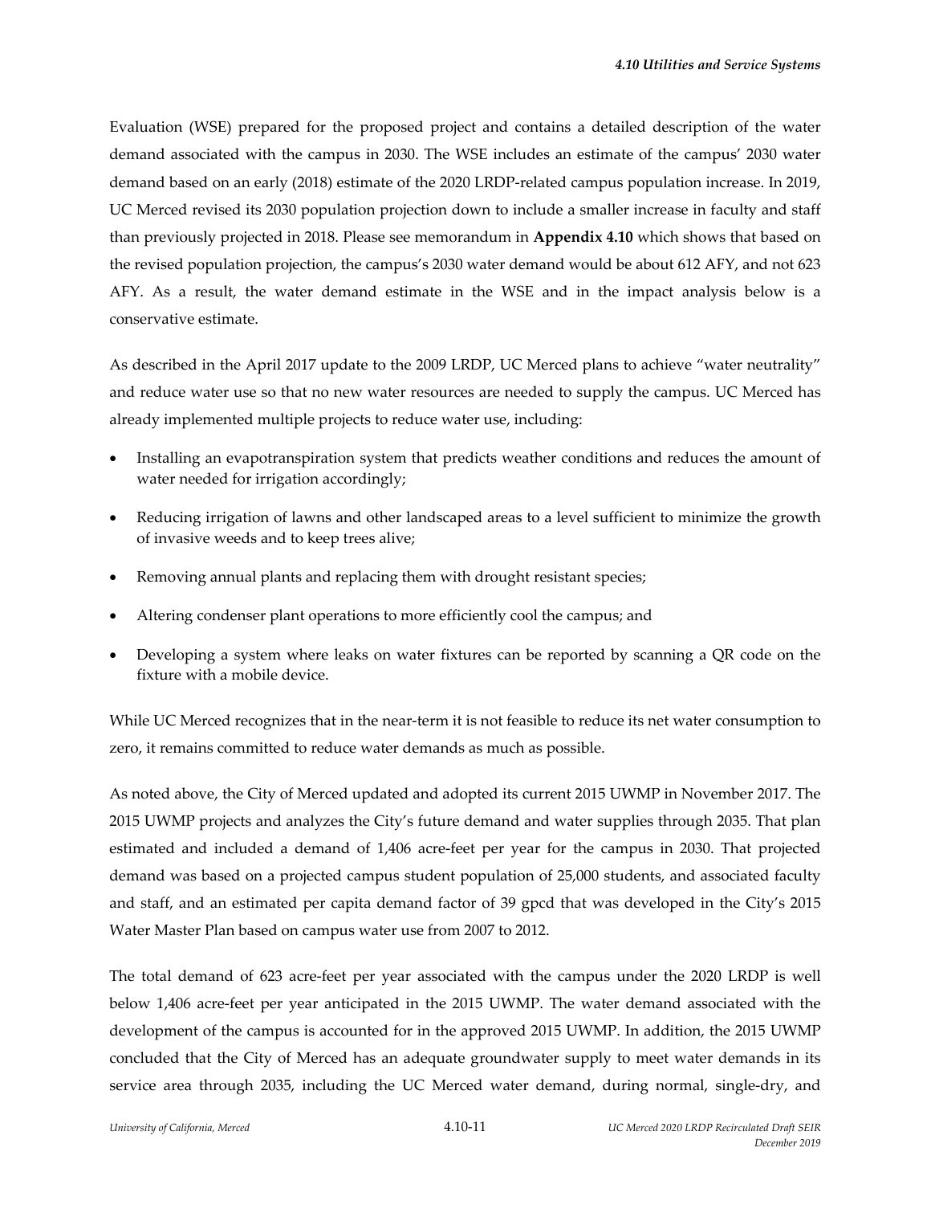Evaluation (WSE) prepared for the proposed project and contains a detailed description of the water demand associated with the campus in 2030. The WSE includes an estimate of the campus' 2030 water demand based on an early (2018) estimate of the 2020 LRDP-related campus population increase. In 2019, UC Merced revised its 2030 population projection down to include a smaller increase in faculty and staff than previously projected in 2018. Please see memorandum in **Appendix 4.10** which shows that based on the revised population projection, the campus's 2030 water demand would be about 612 AFY, and not 623 AFY. As a result, the water demand estimate in the WSE and in the impact analysis below is a conservative estimate.

As described in the April 2017 update to the 2009 LRDP, UC Merced plans to achieve "water neutrality" and reduce water use so that no new water resources are needed to supply the campus. UC Merced has already implemented multiple projects to reduce water use, including:

- Installing an evapotranspiration system that predicts weather conditions and reduces the amount of water needed for irrigation accordingly;
- Reducing irrigation of lawns and other landscaped areas to a level sufficient to minimize the growth of invasive weeds and to keep trees alive;
- Removing annual plants and replacing them with drought resistant species;
- Altering condenser plant operations to more efficiently cool the campus; and
- Developing a system where leaks on water fixtures can be reported by scanning a QR code on the fixture with a mobile device.

While UC Merced recognizes that in the near-term it is not feasible to reduce its net water consumption to zero, it remains committed to reduce water demands as much as possible.

As noted above, the City of Merced updated and adopted its current 2015 UWMP in November 2017. The 2015 UWMP projects and analyzes the City's future demand and water supplies through 2035. That plan estimated and included a demand of 1,406 acre-feet per year for the campus in 2030. That projected demand was based on a projected campus student population of 25,000 students, and associated faculty and staff, and an estimated per capita demand factor of 39 gpcd that was developed in the City's 2015 Water Master Plan based on campus water use from 2007 to 2012.

The total demand of 623 acre-feet per year associated with the campus under the 2020 LRDP is well below 1,406 acre-feet per year anticipated in the 2015 UWMP. The water demand associated with the development of the campus is accounted for in the approved 2015 UWMP. In addition, the 2015 UWMP concluded that the City of Merced has an adequate groundwater supply to meet water demands in its service area through 2035, including the UC Merced water demand, during normal, single-dry, and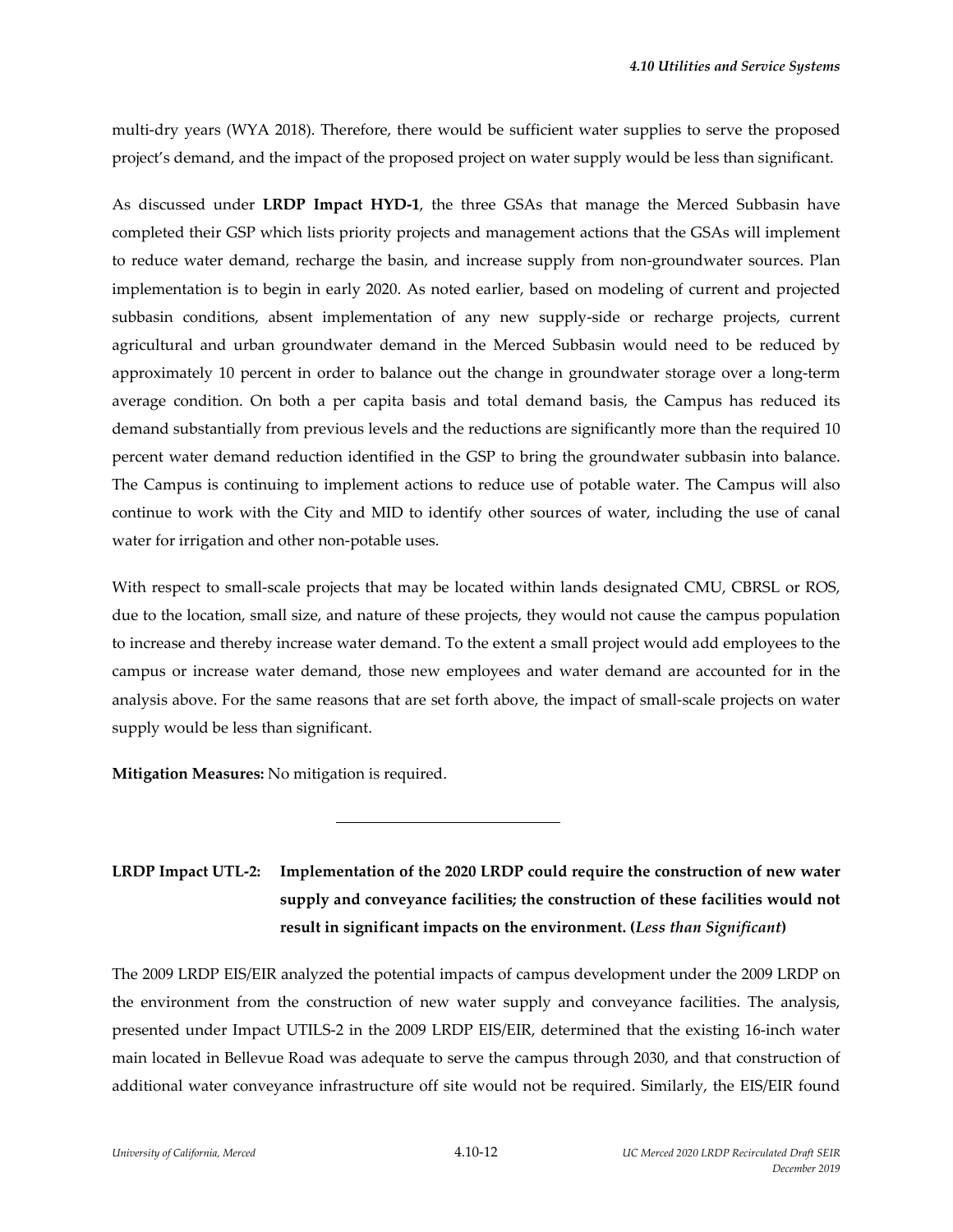multi-dry years (WYA 2018). Therefore, there would be sufficient water supplies to serve the proposed project's demand, and the impact of the proposed project on water supply would be less than significant.

As discussed under **LRDP Impact HYD-1**, the three GSAs that manage the Merced Subbasin have completed their GSP which lists priority projects and management actions that the GSAs will implement to reduce water demand, recharge the basin, and increase supply from non-groundwater sources. Plan implementation is to begin in early 2020. As noted earlier, based on modeling of current and projected subbasin conditions, absent implementation of any new supply-side or recharge projects, current agricultural and urban groundwater demand in the Merced Subbasin would need to be reduced by approximately 10 percent in order to balance out the change in groundwater storage over a long-term average condition. On both a per capita basis and total demand basis, the Campus has reduced its demand substantially from previous levels and the reductions are significantly more than the required 10 percent water demand reduction identified in the GSP to bring the groundwater subbasin into balance. The Campus is continuing to implement actions to reduce use of potable water. The Campus will also continue to work with the City and MID to identify other sources of water, including the use of canal water for irrigation and other non-potable uses.

With respect to small-scale projects that may be located within lands designated CMU, CBRSL or ROS, due to the location, small size, and nature of these projects, they would not cause the campus population to increase and thereby increase water demand. To the extent a small project would add employees to the campus or increase water demand, those new employees and water demand are accounted for in the analysis above. For the same reasons that are set forth above, the impact of small-scale projects on water supply would be less than significant.

**Mitigation Measures:** No mitigation is required.

---

**LRDP Impact UTL-2: Implementation of the 2020 LRDP could require the construction of new water supply and conveyance facilities; the construction of these facilities would not result in significant impacts on the environment. (*Less than Significant*)**

The 2009 LRDP EIS/EIR analyzed the potential impacts of campus development under the 2009 LRDP on the environment from the construction of new water supply and conveyance facilities. The analysis, presented under Impact UTILS-2 in the 2009 LRDP EIS/EIR, determined that the existing 16-inch water main located in Bellevue Road was adequate to serve the campus through 2030, and that construction of additional water conveyance infrastructure off site would not be required. Similarly, the EIS/EIR found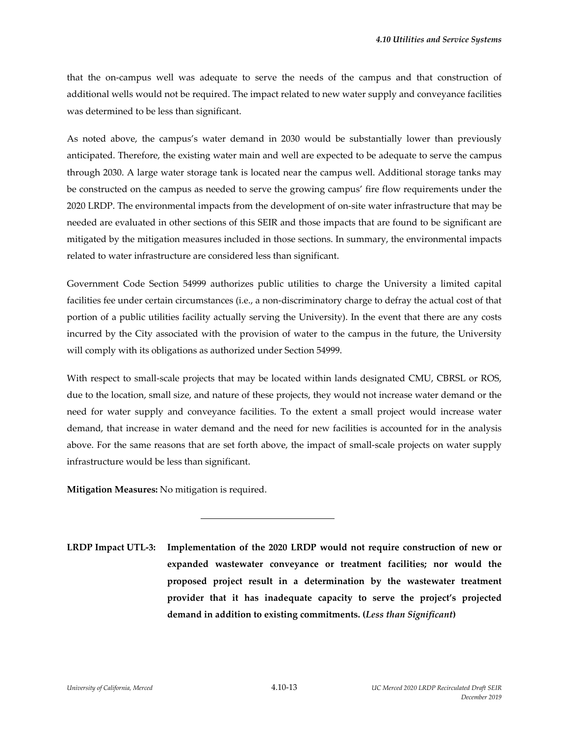that the on-campus well was adequate to serve the needs of the campus and that construction of additional wells would not be required. The impact related to new water supply and conveyance facilities was determined to be less than significant.

As noted above, the campus's water demand in 2030 would be substantially lower than previously anticipated. Therefore, the existing water main and well are expected to be adequate to serve the campus through 2030. A large water storage tank is located near the campus well. Additional storage tanks may be constructed on the campus as needed to serve the growing campus' fire flow requirements under the 2020 LRDP. The environmental impacts from the development of on-site water infrastructure that may be needed are evaluated in other sections of this SEIR and those impacts that are found to be significant are mitigated by the mitigation measures included in those sections. In summary, the environmental impacts related to water infrastructure are considered less than significant.

Government Code Section 54999 authorizes public utilities to charge the University a limited capital facilities fee under certain circumstances (i.e., a non-discriminatory charge to defray the actual cost of that portion of a public utilities facility actually serving the University). In the event that there are any costs incurred by the City associated with the provision of water to the campus in the future, the University will comply with its obligations as authorized under Section 54999.

With respect to small-scale projects that may be located within lands designated CMU, CBRSL or ROS, due to the location, small size, and nature of these projects, they would not increase water demand or the need for water supply and conveyance facilities. To the extent a small project would increase water demand, that increase in water demand and the need for new facilities is accounted for in the analysis above. For the same reasons that are set forth above, the impact of small-scale projects on water supply infrastructure would be less than significant.

**Mitigation Measures:** No mitigation is required.

---

**LRDP Impact UTL-3: Implementation of the 2020 LRDP would not require construction of new or expanded wastewater conveyance or treatment facilities; nor would the proposed project result in a determination by the wastewater treatment provider that it has inadequate capacity to serve the project's projected demand in addition to existing commitments. (*Less than Significant*)**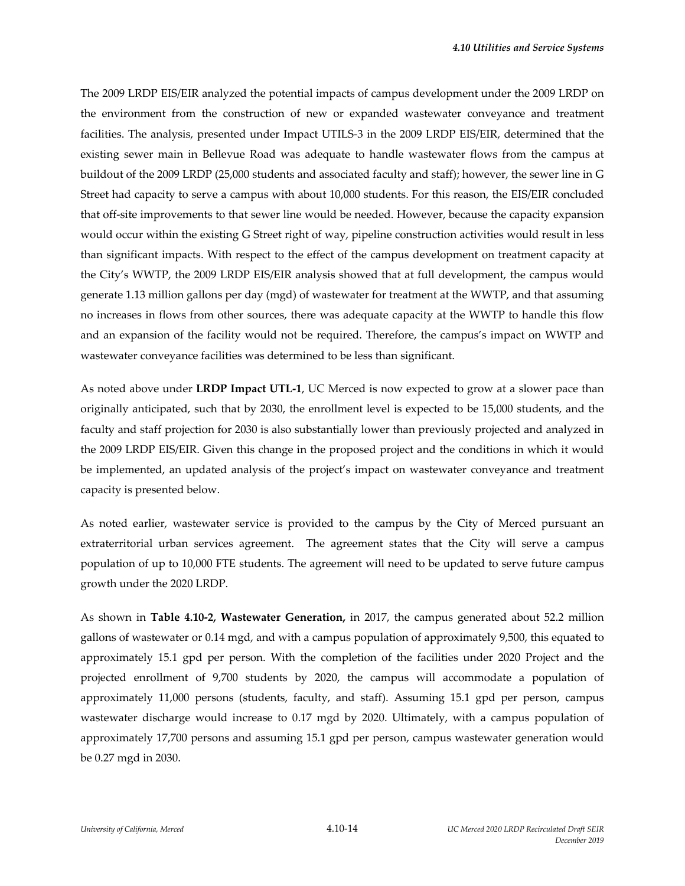The 2009 LRDP EIS/EIR analyzed the potential impacts of campus development under the 2009 LRDP on the environment from the construction of new or expanded wastewater conveyance and treatment facilities. The analysis, presented under Impact UTILS-3 in the 2009 LRDP EIS/EIR, determined that the existing sewer main in Bellevue Road was adequate to handle wastewater flows from the campus at buildout of the 2009 LRDP (25,000 students and associated faculty and staff); however, the sewer line in G Street had capacity to serve a campus with about 10,000 students. For this reason, the EIS/EIR concluded that off-site improvements to that sewer line would be needed. However, because the capacity expansion would occur within the existing G Street right of way, pipeline construction activities would result in less than significant impacts. With respect to the effect of the campus development on treatment capacity at the City's WWTP, the 2009 LRDP EIS/EIR analysis showed that at full development, the campus would generate 1.13 million gallons per day (mgd) of wastewater for treatment at the WWTP, and that assuming no increases in flows from other sources, there was adequate capacity at the WWTP to handle this flow and an expansion of the facility would not be required. Therefore, the campus's impact on WWTP and wastewater conveyance facilities was determined to be less than significant.

As noted above under **LRDP Impact UTL-1**, UC Merced is now expected to grow at a slower pace than originally anticipated, such that by 2030, the enrollment level is expected to be 15,000 students, and the faculty and staff projection for 2030 is also substantially lower than previously projected and analyzed in the 2009 LRDP EIS/EIR. Given this change in the proposed project and the conditions in which it would be implemented, an updated analysis of the project's impact on wastewater conveyance and treatment capacity is presented below.

As noted earlier, wastewater service is provided to the campus by the City of Merced pursuant an extraterritorial urban services agreement. The agreement states that the City will serve a campus population of up to 10,000 FTE students. The agreement will need to be updated to serve future campus growth under the 2020 LRDP.

As shown in **Table 4.10-2, Wastewater Generation,** in 2017, the campus generated about 52.2 million gallons of wastewater or 0.14 mgd, and with a campus population of approximately 9,500, this equated to approximately 15.1 gpd per person. With the completion of the facilities under 2020 Project and the projected enrollment of 9,700 students by 2020, the campus will accommodate a population of approximately 11,000 persons (students, faculty, and staff). Assuming 15.1 gpd per person, campus wastewater discharge would increase to 0.17 mgd by 2020. Ultimately, with a campus population of approximately 17,700 persons and assuming 15.1 gpd per person, campus wastewater generation would be 0.27 mgd in 2030.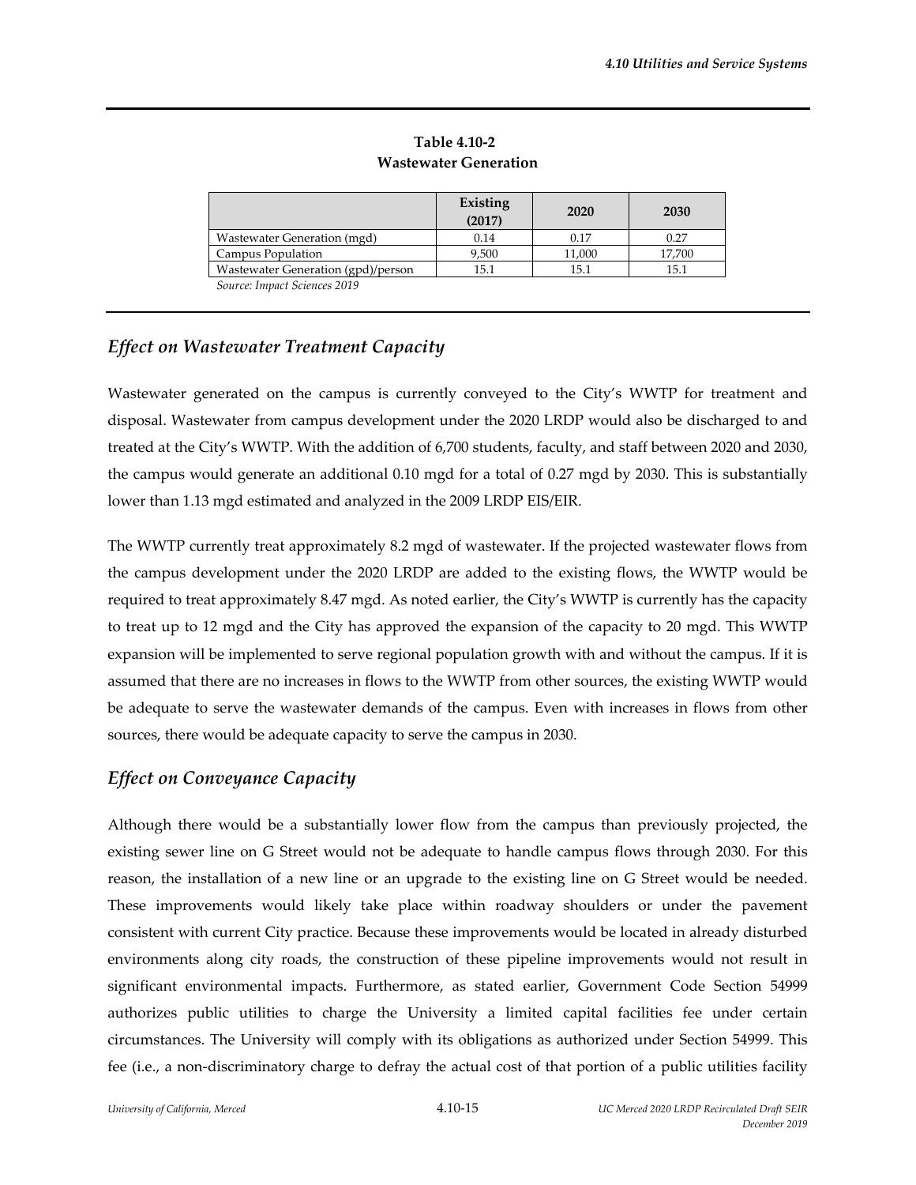**Table 4.10-2**
**Wastewater Generation**

| | Existing (2017) | 2020 | 2030 |
|---|---|---|---|
| Wastewater Generation (mgd) | 0.14 | 0.17 | 0.27 |
| Campus Population | 9,500 | 11,000 | 17,700 |
| Wastewater Generation (gpd)/person | 15.1 | 15.1 | 15.1 |

*Source: Impact Sciences 2019*

## *Effect on Wastewater Treatment Capacity*

Wastewater generated on the campus is currently conveyed to the City's WWTP for treatment and disposal. Wastewater from campus development under the 2020 LRDP would also be discharged to and treated at the City's WWTP. With the addition of 6,700 students, faculty, and staff between 2020 and 2030, the campus would generate an additional 0.10 mgd for a total of 0.27 mgd by 2030. This is substantially lower than 1.13 mgd estimated and analyzed in the 2009 LRDP EIS/EIR.

The WWTP currently treat approximately 8.2 mgd of wastewater. If the projected wastewater flows from the campus development under the 2020 LRDP are added to the existing flows, the WWTP would be required to treat approximately 8.47 mgd. As noted earlier, the City's WWTP is currently has the capacity to treat up to 12 mgd and the City has approved the expansion of the capacity to 20 mgd. This WWTP expansion will be implemented to serve regional population growth with and without the campus. If it is assumed that there are no increases in flows to the WWTP from other sources, the existing WWTP would be adequate to serve the wastewater demands of the campus. Even with increases in flows from other sources, there would be adequate capacity to serve the campus in 2030.

## *Effect on Conveyance Capacity*

Although there would be a substantially lower flow from the campus than previously projected, the existing sewer line on G Street would not be adequate to handle campus flows through 2030. For this reason, the installation of a new line or an upgrade to the existing line on G Street would be needed. These improvements would likely take place within roadway shoulders or under the pavement consistent with current City practice. Because these improvements would be located in already disturbed environments along city roads, the construction of these pipeline improvements would not result in significant environmental impacts. Furthermore, as stated earlier, Government Code Section 54999 authorizes public utilities to charge the University a limited capital facilities fee under certain circumstances. The University will comply with its obligations as authorized under Section 54999. This fee (i.e., a non-discriminatory charge to defray the actual cost of that portion of a public utilities facility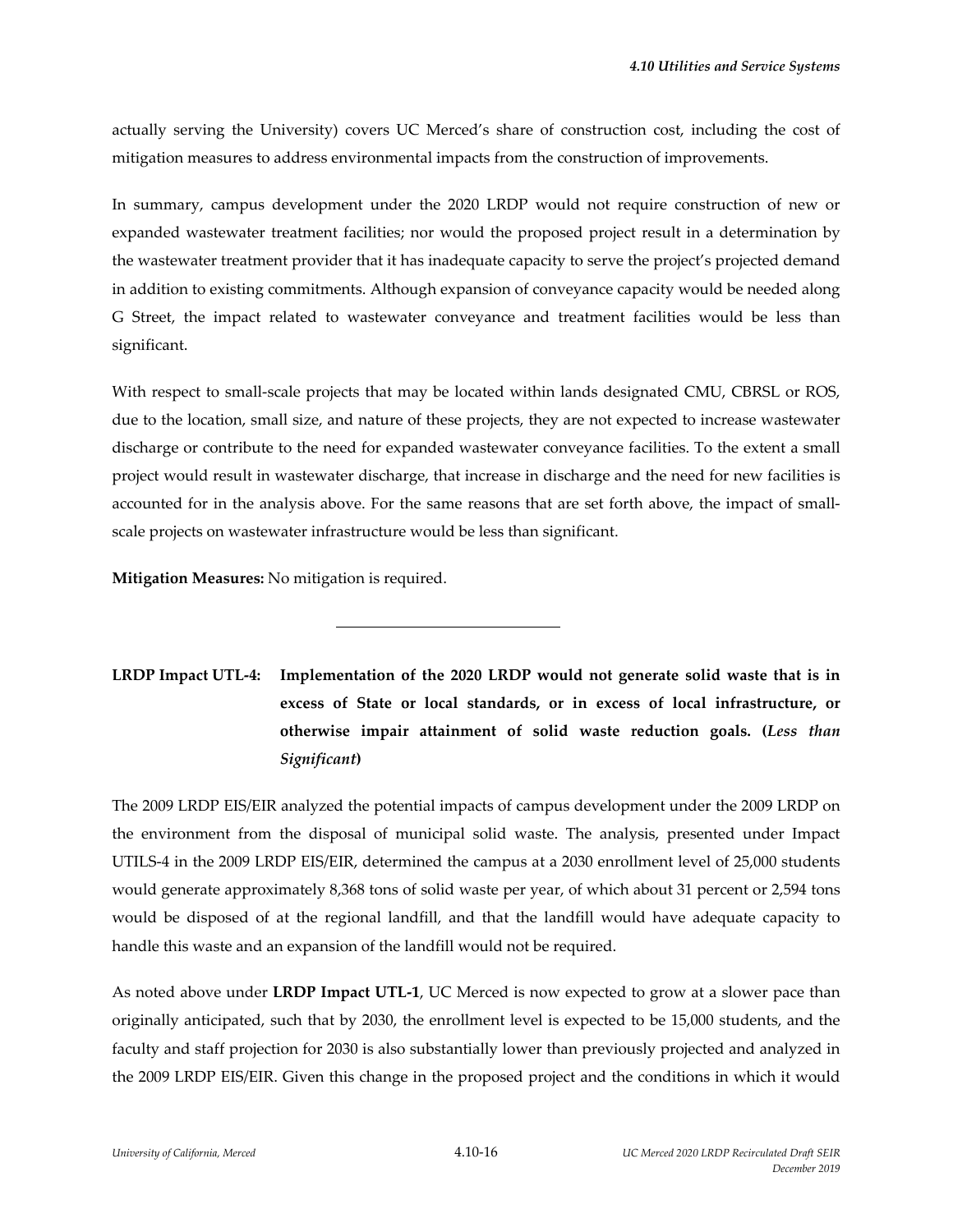actually serving the University) covers UC Merced's share of construction cost, including the cost of mitigation measures to address environmental impacts from the construction of improvements.

In summary, campus development under the 2020 LRDP would not require construction of new or expanded wastewater treatment facilities; nor would the proposed project result in a determination by the wastewater treatment provider that it has inadequate capacity to serve the project's projected demand in addition to existing commitments. Although expansion of conveyance capacity would be needed along G Street, the impact related to wastewater conveyance and treatment facilities would be less than significant.

With respect to small-scale projects that may be located within lands designated CMU, CBRSL or ROS, due to the location, small size, and nature of these projects, they are not expected to increase wastewater discharge or contribute to the need for expanded wastewater conveyance facilities. To the extent a small project would result in wastewater discharge, that increase in discharge and the need for new facilities is accounted for in the analysis above. For the same reasons that are set forth above, the impact of small-scale projects on wastewater infrastructure would be less than significant.

**Mitigation Measures:** No mitigation is required.

---

**LRDP Impact UTL-4: Implementation of the 2020 LRDP would not generate solid waste that is in excess of State or local standards, or in excess of local infrastructure, or otherwise impair attainment of solid waste reduction goals. (*Less than Significant*)**

The 2009 LRDP EIS/EIR analyzed the potential impacts of campus development under the 2009 LRDP on the environment from the disposal of municipal solid waste. The analysis, presented under Impact UTILS-4 in the 2009 LRDP EIS/EIR, determined the campus at a 2030 enrollment level of 25,000 students would generate approximately 8,368 tons of solid waste per year, of which about 31 percent or 2,594 tons would be disposed of at the regional landfill, and that the landfill would have adequate capacity to handle this waste and an expansion of the landfill would not be required.

As noted above under **LRDP Impact UTL-1**, UC Merced is now expected to grow at a slower pace than originally anticipated, such that by 2030, the enrollment level is expected to be 15,000 students, and the faculty and staff projection for 2030 is also substantially lower than previously projected and analyzed in the 2009 LRDP EIS/EIR. Given this change in the proposed project and the conditions in which it would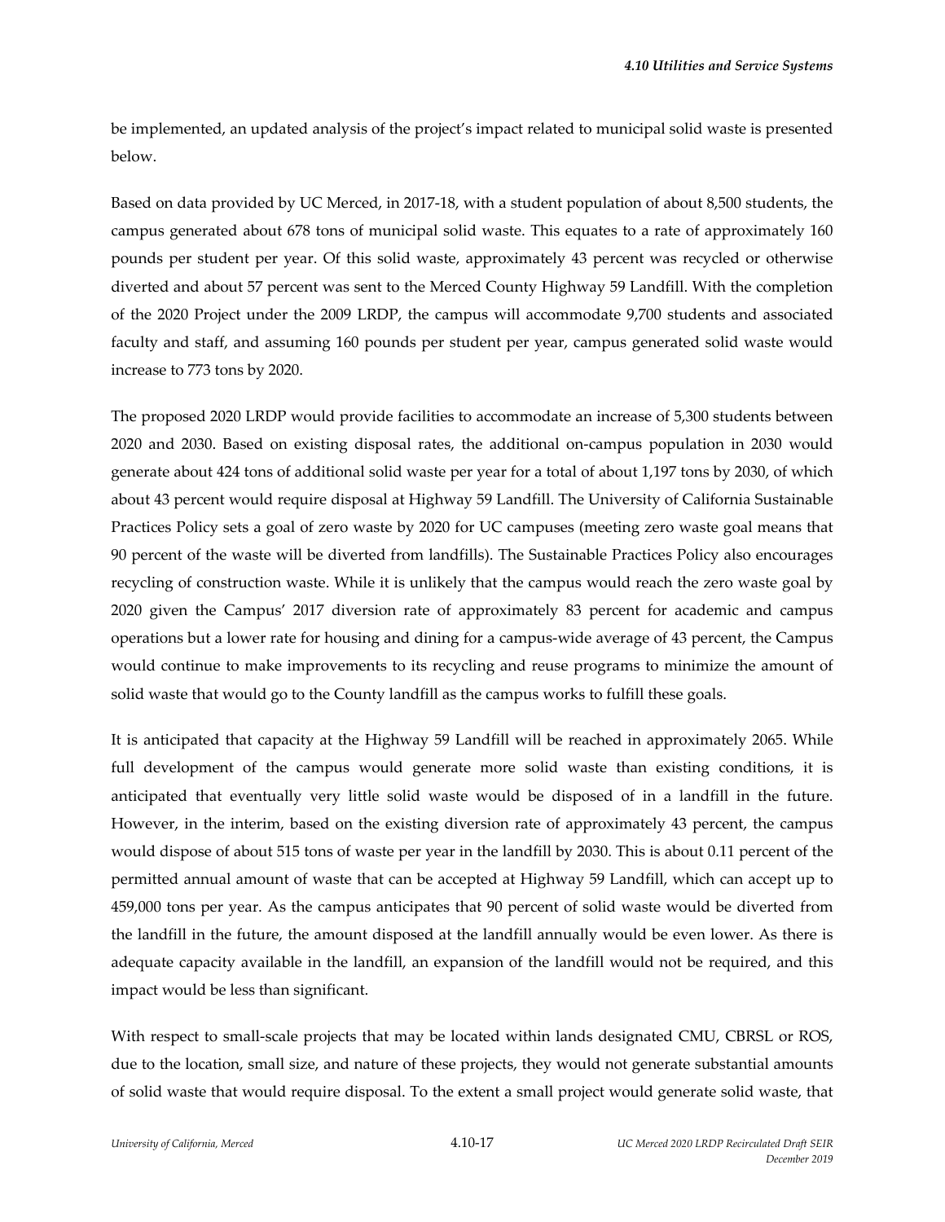be implemented, an updated analysis of the project's impact related to municipal solid waste is presented below.

Based on data provided by UC Merced, in 2017-18, with a student population of about 8,500 students, the campus generated about 678 tons of municipal solid waste. This equates to a rate of approximately 160 pounds per student per year. Of this solid waste, approximately 43 percent was recycled or otherwise diverted and about 57 percent was sent to the Merced County Highway 59 Landfill. With the completion of the 2020 Project under the 2009 LRDP, the campus will accommodate 9,700 students and associated faculty and staff, and assuming 160 pounds per student per year, campus generated solid waste would increase to 773 tons by 2020.

The proposed 2020 LRDP would provide facilities to accommodate an increase of 5,300 students between 2020 and 2030. Based on existing disposal rates, the additional on-campus population in 2030 would generate about 424 tons of additional solid waste per year for a total of about 1,197 tons by 2030, of which about 43 percent would require disposal at Highway 59 Landfill. The University of California Sustainable Practices Policy sets a goal of zero waste by 2020 for UC campuses (meeting zero waste goal means that 90 percent of the waste will be diverted from landfills). The Sustainable Practices Policy also encourages recycling of construction waste. While it is unlikely that the campus would reach the zero waste goal by 2020 given the Campus' 2017 diversion rate of approximately 83 percent for academic and campus operations but a lower rate for housing and dining for a campus-wide average of 43 percent, the Campus would continue to make improvements to its recycling and reuse programs to minimize the amount of solid waste that would go to the County landfill as the campus works to fulfill these goals.

It is anticipated that capacity at the Highway 59 Landfill will be reached in approximately 2065. While full development of the campus would generate more solid waste than existing conditions, it is anticipated that eventually very little solid waste would be disposed of in a landfill in the future. However, in the interim, based on the existing diversion rate of approximately 43 percent, the campus would dispose of about 515 tons of waste per year in the landfill by 2030. This is about 0.11 percent of the permitted annual amount of waste that can be accepted at Highway 59 Landfill, which can accept up to 459,000 tons per year. As the campus anticipates that 90 percent of solid waste would be diverted from the landfill in the future, the amount disposed at the landfill annually would be even lower. As there is adequate capacity available in the landfill, an expansion of the landfill would not be required, and this impact would be less than significant.

With respect to small-scale projects that may be located within lands designated CMU, CBRSL or ROS, due to the location, small size, and nature of these projects, they would not generate substantial amounts of solid waste that would require disposal. To the extent a small project would generate solid waste, that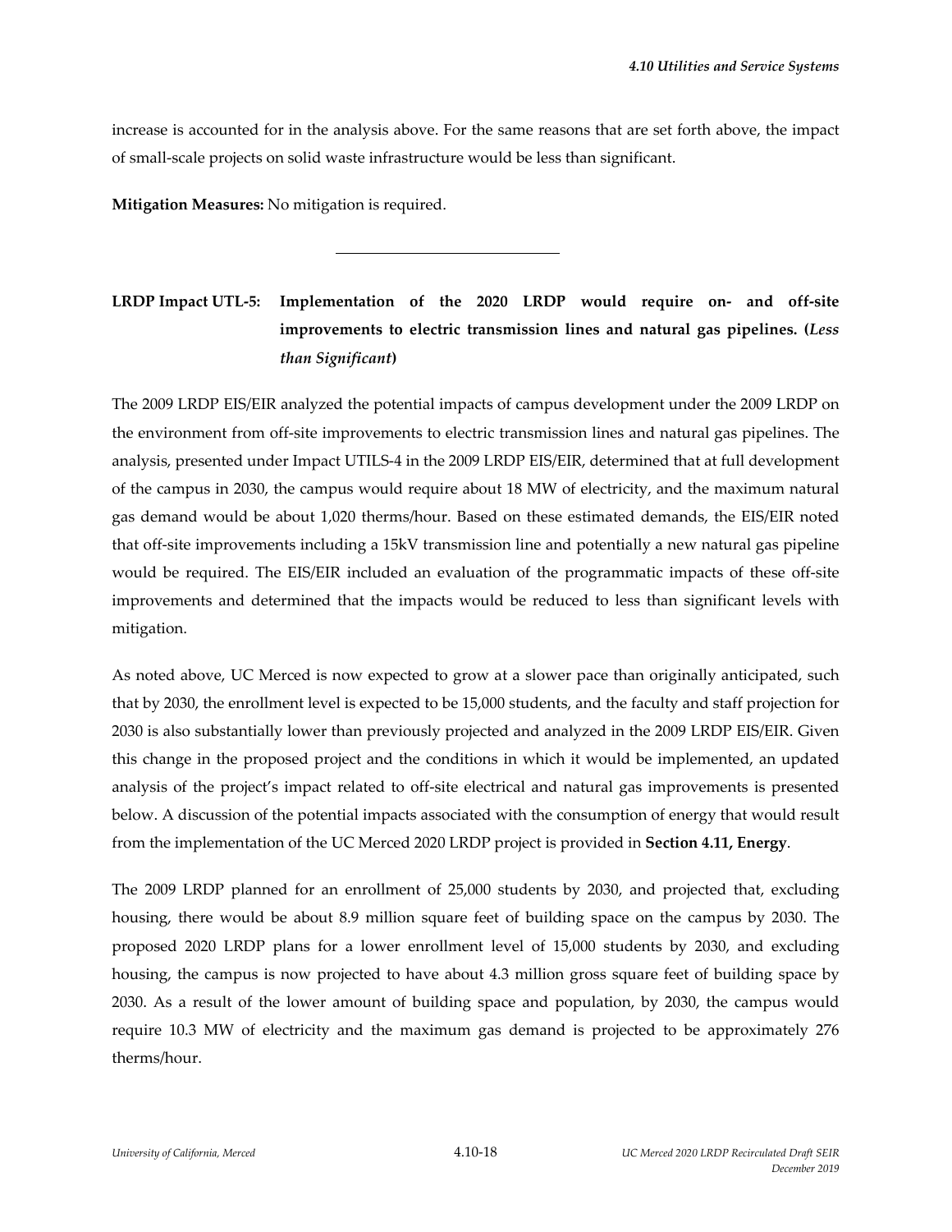increase is accounted for in the analysis above. For the same reasons that are set forth above, the impact of small-scale projects on solid waste infrastructure would be less than significant.

**Mitigation Measures:** No mitigation is required.

---

**LRDP Impact UTL-5: Implementation of the 2020 LRDP would require on- and off-site improvements to electric transmission lines and natural gas pipelines. (*Less than Significant*)**

The 2009 LRDP EIS/EIR analyzed the potential impacts of campus development under the 2009 LRDP on the environment from off-site improvements to electric transmission lines and natural gas pipelines. The analysis, presented under Impact UTILS-4 in the 2009 LRDP EIS/EIR, determined that at full development of the campus in 2030, the campus would require about 18 MW of electricity, and the maximum natural gas demand would be about 1,020 therms/hour. Based on these estimated demands, the EIS/EIR noted that off-site improvements including a 15kV transmission line and potentially a new natural gas pipeline would be required. The EIS/EIR included an evaluation of the programmatic impacts of these off-site improvements and determined that the impacts would be reduced to less than significant levels with mitigation.

As noted above, UC Merced is now expected to grow at a slower pace than originally anticipated, such that by 2030, the enrollment level is expected to be 15,000 students, and the faculty and staff projection for 2030 is also substantially lower than previously projected and analyzed in the 2009 LRDP EIS/EIR. Given this change in the proposed project and the conditions in which it would be implemented, an updated analysis of the project's impact related to off-site electrical and natural gas improvements is presented below. A discussion of the potential impacts associated with the consumption of energy that would result from the implementation of the UC Merced 2020 LRDP project is provided in **Section 4.11, Energy**.

The 2009 LRDP planned for an enrollment of 25,000 students by 2030, and projected that, excluding housing, there would be about 8.9 million square feet of building space on the campus by 2030. The proposed 2020 LRDP plans for a lower enrollment level of 15,000 students by 2030, and excluding housing, the campus is now projected to have about 4.3 million gross square feet of building space by 2030. As a result of the lower amount of building space and population, by 2030, the campus would require 10.3 MW of electricity and the maximum gas demand is projected to be approximately 276 therms/hour.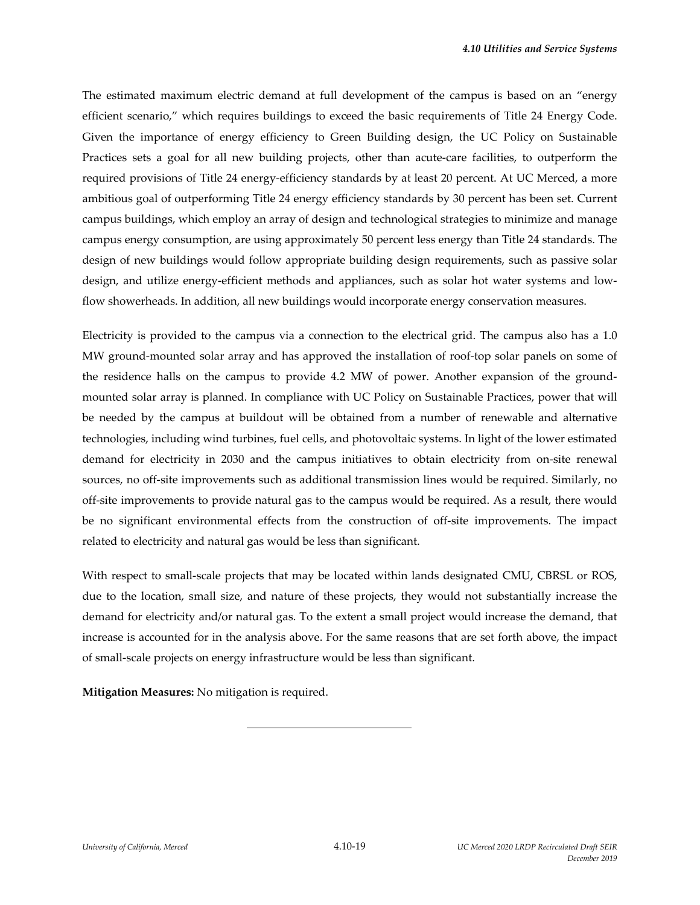The estimated maximum electric demand at full development of the campus is based on an "energy efficient scenario," which requires buildings to exceed the basic requirements of Title 24 Energy Code. Given the importance of energy efficiency to Green Building design, the UC Policy on Sustainable Practices sets a goal for all new building projects, other than acute-care facilities, to outperform the required provisions of Title 24 energy-efficiency standards by at least 20 percent. At UC Merced, a more ambitious goal of outperforming Title 24 energy efficiency standards by 30 percent has been set. Current campus buildings, which employ an array of design and technological strategies to minimize and manage campus energy consumption, are using approximately 50 percent less energy than Title 24 standards. The design of new buildings would follow appropriate building design requirements, such as passive solar design, and utilize energy-efficient methods and appliances, such as solar hot water systems and low-flow showerheads. In addition, all new buildings would incorporate energy conservation measures.

Electricity is provided to the campus via a connection to the electrical grid. The campus also has a 1.0 MW ground-mounted solar array and has approved the installation of roof-top solar panels on some of the residence halls on the campus to provide 4.2 MW of power. Another expansion of the ground-mounted solar array is planned. In compliance with UC Policy on Sustainable Practices, power that will be needed by the campus at buildout will be obtained from a number of renewable and alternative technologies, including wind turbines, fuel cells, and photovoltaic systems. In light of the lower estimated demand for electricity in 2030 and the campus initiatives to obtain electricity from on-site renewal sources, no off-site improvements such as additional transmission lines would be required. Similarly, no off-site improvements to provide natural gas to the campus would be required. As a result, there would be no significant environmental effects from the construction of off-site improvements. The impact related to electricity and natural gas would be less than significant.

With respect to small-scale projects that may be located within lands designated CMU, CBRSL or ROS, due to the location, small size, and nature of these projects, they would not substantially increase the demand for electricity and/or natural gas. To the extent a small project would increase the demand, that increase is accounted for in the analysis above. For the same reasons that are set forth above, the impact of small-scale projects on energy infrastructure would be less than significant.

**Mitigation Measures:** No mitigation is required.

---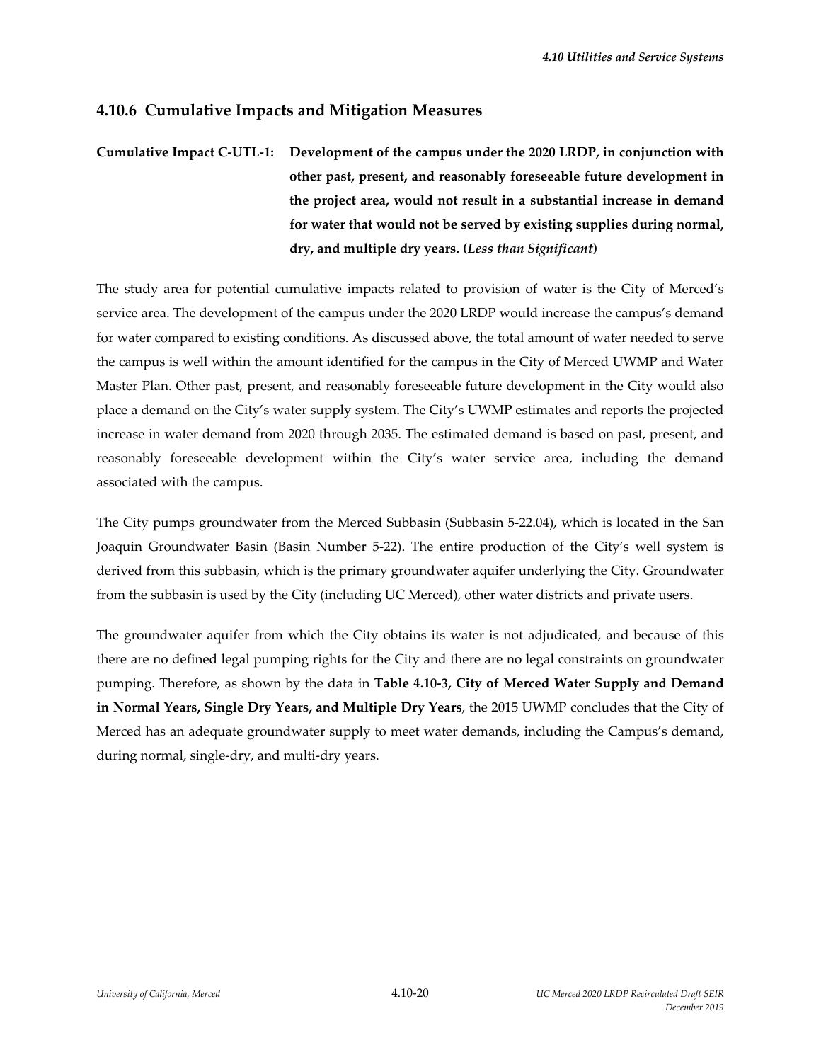## 4.10.6 Cumulative Impacts and Mitigation Measures

**Cumulative Impact C-UTL-1: Development of the campus under the 2020 LRDP, in conjunction with other past, present, and reasonably foreseeable future development in the project area, would not result in a substantial increase in demand for water that would not be served by existing supplies during normal, dry, and multiple dry years. (*Less than Significant*)**

The study area for potential cumulative impacts related to provision of water is the City of Merced's service area. The development of the campus under the 2020 LRDP would increase the campus's demand for water compared to existing conditions. As discussed above, the total amount of water needed to serve the campus is well within the amount identified for the campus in the City of Merced UWMP and Water Master Plan. Other past, present, and reasonably foreseeable future development in the City would also place a demand on the City's water supply system. The City's UWMP estimates and reports the projected increase in water demand from 2020 through 2035. The estimated demand is based on past, present, and reasonably foreseeable development within the City's water service area, including the demand associated with the campus.

The City pumps groundwater from the Merced Subbasin (Subbasin 5-22.04), which is located in the San Joaquin Groundwater Basin (Basin Number 5-22). The entire production of the City's well system is derived from this subbasin, which is the primary groundwater aquifer underlying the City. Groundwater from the subbasin is used by the City (including UC Merced), other water districts and private users.

The groundwater aquifer from which the City obtains its water is not adjudicated, and because of this there are no defined legal pumping rights for the City and there are no legal constraints on groundwater pumping. Therefore, as shown by the data in **Table 4.10-3, City of Merced Water Supply and Demand in Normal Years, Single Dry Years, and Multiple Dry Years**, the 2015 UWMP concludes that the City of Merced has an adequate groundwater supply to meet water demands, including the Campus's demand, during normal, single-dry, and multi-dry years.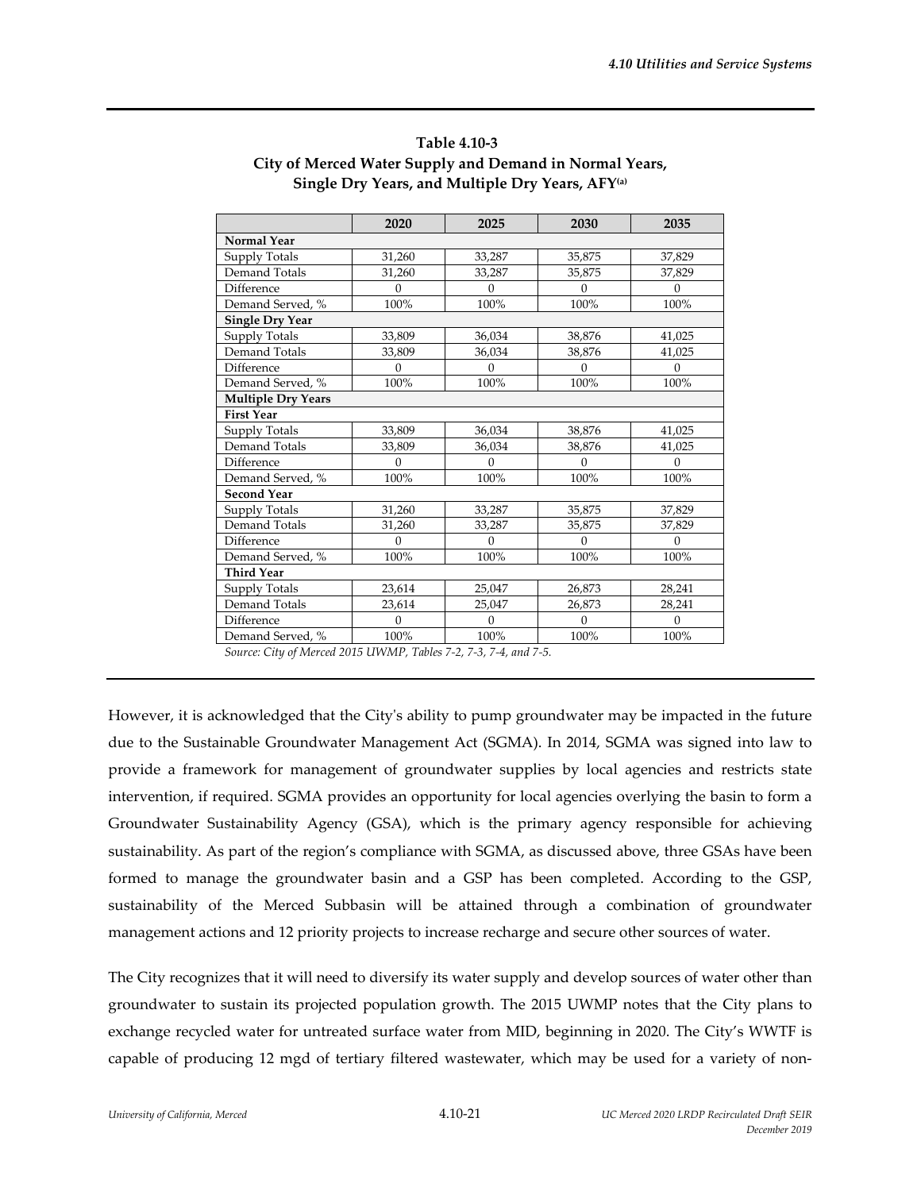**Table 4.10-3**
**City of Merced Water Supply and Demand in Normal Years, Single Dry Years, and Multiple Dry Years, AFY[(a)]**

| | 2020 | 2025 | 2030 | 2035 |
|---|---|---|---|---|
| **Normal Year** | | | | |
| Supply Totals | 31,260 | 33,287 | 35,875 | 37,829 |
| Demand Totals | 31,260 | 33,287 | 35,875 | 37,829 |
| Difference | 0 | 0 | 0 | 0 |
| Demand Served, % | 100% | 100% | 100% | 100% |
| **Single Dry Year** | | | | |
| Supply Totals | 33,809 | 36,034 | 38,876 | 41,025 |
| Demand Totals | 33,809 | 36,034 | 38,876 | 41,025 |
| Difference | 0 | 0 | 0 | 0 |
| Demand Served, % | 100% | 100% | 100% | 100% |
| **Multiple Dry Years** | | | | |
| **First Year** | | | | |
| Supply Totals | 33,809 | 36,034 | 38,876 | 41,025 |
| Demand Totals | 33,809 | 36,034 | 38,876 | 41,025 |
| Difference | 0 | 0 | 0 | 0 |
| Demand Served, % | 100% | 100% | 100% | 100% |
| **Second Year** | | | | |
| Supply Totals | 31,260 | 33,287 | 35,875 | 37,829 |
| Demand Totals | 31,260 | 33,287 | 35,875 | 37,829 |
| Difference | 0 | 0 | 0 | 0 |
| Demand Served, % | 100% | 100% | 100% | 100% |
| **Third Year** | | | | |
| Supply Totals | 23,614 | 25,047 | 26,873 | 28,241 |
| Demand Totals | 23,614 | 25,047 | 26,873 | 28,241 |
| Difference | 0 | 0 | 0 | 0 |
| Demand Served, % | 100% | 100% | 100% | 100% |

*Source: City of Merced 2015 UWMP, Tables 7-2, 7-3, 7-4, and 7-5.*

However, it is acknowledged that the City's ability to pump groundwater may be impacted in the future due to the Sustainable Groundwater Management Act (SGMA). In 2014, SGMA was signed into law to provide a framework for management of groundwater supplies by local agencies and restricts state intervention, if required. SGMA provides an opportunity for local agencies overlying the basin to form a Groundwater Sustainability Agency (GSA), which is the primary agency responsible for achieving sustainability. As part of the region's compliance with SGMA, as discussed above, three GSAs have been formed to manage the groundwater basin and a GSP has been completed. According to the GSP, sustainability of the Merced Subbasin will be attained through a combination of groundwater management actions and 12 priority projects to increase recharge and secure other sources of water.

The City recognizes that it will need to diversify its water supply and develop sources of water other than groundwater to sustain its projected population growth. The 2015 UWMP notes that the City plans to exchange recycled water for untreated surface water from MID, beginning in 2020. The City's WWTF is capable of producing 12 mgd of tertiary filtered wastewater, which may be used for a variety of non-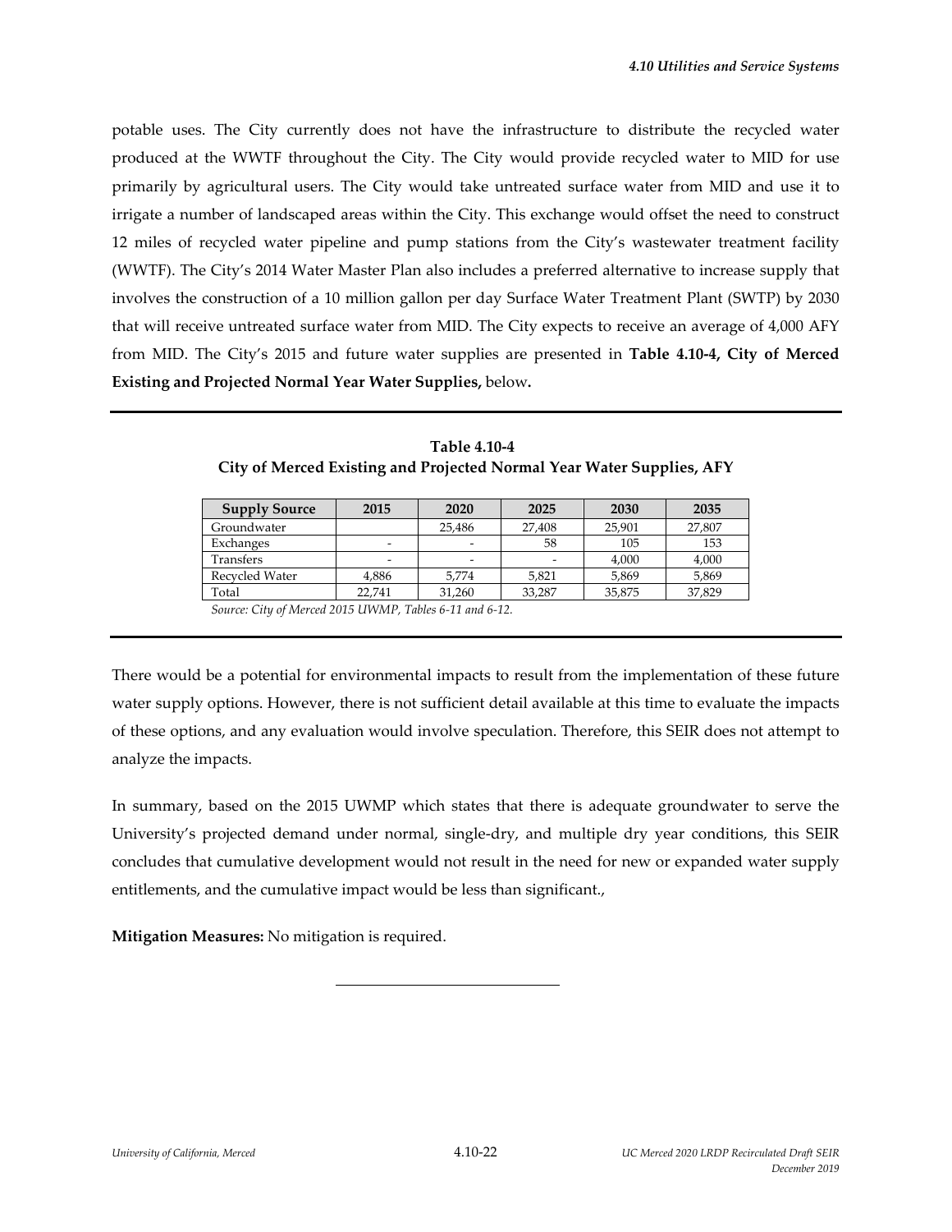potable uses. The City currently does not have the infrastructure to distribute the recycled water produced at the WWTF throughout the City. The City would provide recycled water to MID for use primarily by agricultural users. The City would take untreated surface water from MID and use it to irrigate a number of landscaped areas within the City. This exchange would offset the need to construct 12 miles of recycled water pipeline and pump stations from the City's wastewater treatment facility (WWTF). The City's 2014 Water Master Plan also includes a preferred alternative to increase supply that involves the construction of a 10 million gallon per day Surface Water Treatment Plant (SWTP) by 2030 that will receive untreated surface water from MID. The City expects to receive an average of 4,000 AFY from MID. The City's 2015 and future water supplies are presented in **Table 4.10-4, City of Merced Existing and Projected Normal Year Water Supplies,** below**.**

**Table 4.10-4**
**City of Merced Existing and Projected Normal Year Water Supplies, AFY**

| Supply Source | 2015 | 2020 | 2025 | 2030 | 2035 |
|---|---|---|---|---|---|
| Groundwater | | 25,486 | 27,408 | 25,901 | 27,807 |
| Exchanges | - | - | 58 | 105 | 153 |
| Transfers | - | - | - | 4,000 | 4,000 |
| Recycled Water | 4,886 | 5,774 | 5,821 | 5,869 | 5,869 |
| Total | 22,741 | 31,260 | 33,287 | 35,875 | 37,829 |

*Source: City of Merced 2015 UWMP, Tables 6-11 and 6-12.*

There would be a potential for environmental impacts to result from the implementation of these future water supply options. However, there is not sufficient detail available at this time to evaluate the impacts of these options, and any evaluation would involve speculation. Therefore, this SEIR does not attempt to analyze the impacts.

In summary, based on the 2015 UWMP which states that there is adequate groundwater to serve the University's projected demand under normal, single-dry, and multiple dry year conditions, this SEIR concludes that cumulative development would not result in the need for new or expanded water supply entitlements, and the cumulative impact would be less than significant.,

**Mitigation Measures:** No mitigation is required.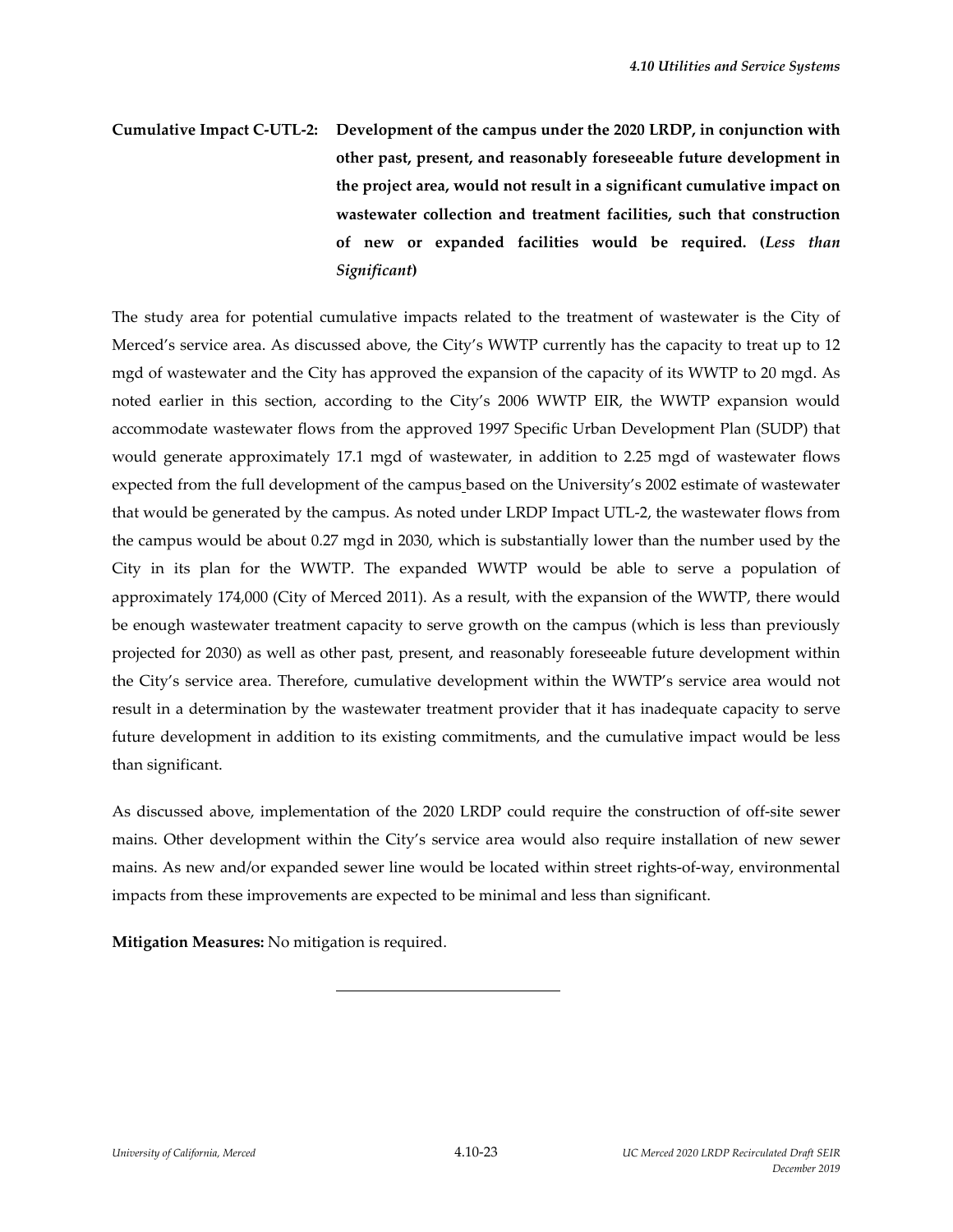**Cumulative Impact C-UTL-2: Development of the campus under the 2020 LRDP, in conjunction with other past, present, and reasonably foreseeable future development in the project area, would not result in a significant cumulative impact on wastewater collection and treatment facilities, such that construction of new or expanded facilities would be required. (*Less than Significant*)**

The study area for potential cumulative impacts related to the treatment of wastewater is the City of Merced's service area. As discussed above, the City's WWTP currently has the capacity to treat up to 12 mgd of wastewater and the City has approved the expansion of the capacity of its WWTP to 20 mgd. As noted earlier in this section, according to the City's 2006 WWTP EIR, the WWTP expansion would accommodate wastewater flows from the approved 1997 Specific Urban Development Plan (SUDP) that would generate approximately 17.1 mgd of wastewater, in addition to 2.25 mgd of wastewater flows expected from the full development of the campus based on the University's 2002 estimate of wastewater that would be generated by the campus. As noted under LRDP Impact UTL-2, the wastewater flows from the campus would be about 0.27 mgd in 2030, which is substantially lower than the number used by the City in its plan for the WWTP. The expanded WWTP would be able to serve a population of approximately 174,000 (City of Merced 2011). As a result, with the expansion of the WWTP, there would be enough wastewater treatment capacity to serve growth on the campus (which is less than previously projected for 2030) as well as other past, present, and reasonably foreseeable future development within the City's service area. Therefore, cumulative development within the WWTP's service area would not result in a determination by the wastewater treatment provider that it has inadequate capacity to serve future development in addition to its existing commitments, and the cumulative impact would be less than significant.

As discussed above, implementation of the 2020 LRDP could require the construction of off-site sewer mains. Other development within the City's service area would also require installation of new sewer mains. As new and/or expanded sewer line would be located within street rights-of-way, environmental impacts from these improvements are expected to be minimal and less than significant.

**Mitigation Measures:** No mitigation is required.

---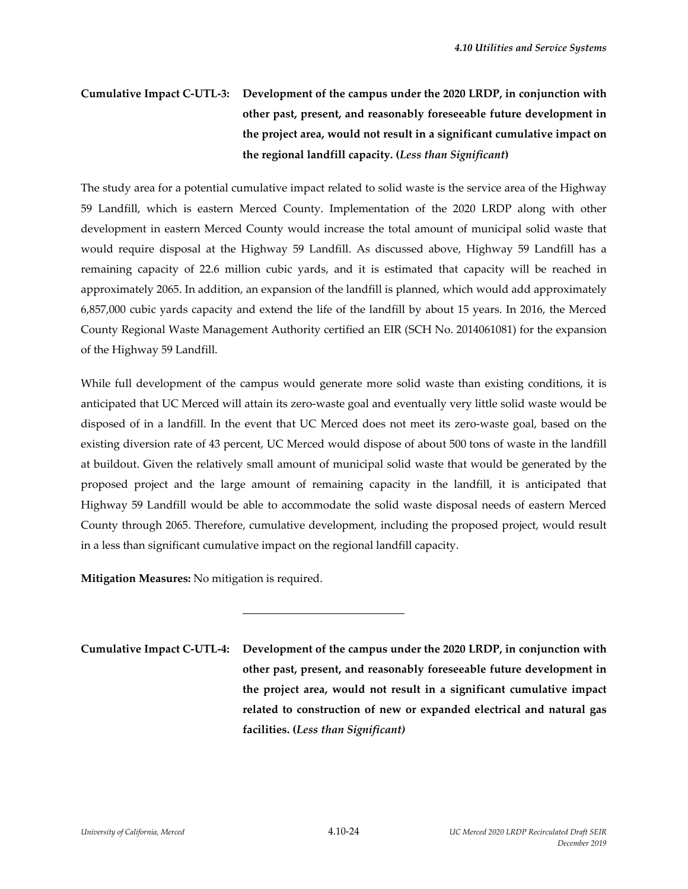**Cumulative Impact C-UTL-3: Development of the campus under the 2020 LRDP, in conjunction with other past, present, and reasonably foreseeable future development in the project area, would not result in a significant cumulative impact on the regional landfill capacity. (*Less than Significant*)**

The study area for a potential cumulative impact related to solid waste is the service area of the Highway 59 Landfill, which is eastern Merced County. Implementation of the 2020 LRDP along with other development in eastern Merced County would increase the total amount of municipal solid waste that would require disposal at the Highway 59 Landfill. As discussed above, Highway 59 Landfill has a remaining capacity of 22.6 million cubic yards, and it is estimated that capacity will be reached in approximately 2065. In addition, an expansion of the landfill is planned, which would add approximately 6,857,000 cubic yards capacity and extend the life of the landfill by about 15 years. In 2016, the Merced County Regional Waste Management Authority certified an EIR (SCH No. 2014061081) for the expansion of the Highway 59 Landfill.

While full development of the campus would generate more solid waste than existing conditions, it is anticipated that UC Merced will attain its zero-waste goal and eventually very little solid waste would be disposed of in a landfill. In the event that UC Merced does not meet its zero-waste goal, based on the existing diversion rate of 43 percent, UC Merced would dispose of about 500 tons of waste in the landfill at buildout. Given the relatively small amount of municipal solid waste that would be generated by the proposed project and the large amount of remaining capacity in the landfill, it is anticipated that Highway 59 Landfill would be able to accommodate the solid waste disposal needs of eastern Merced County through 2065. Therefore, cumulative development, including the proposed project, would result in a less than significant cumulative impact on the regional landfill capacity.

**Mitigation Measures:** No mitigation is required.

---

**Cumulative Impact C-UTL-4: Development of the campus under the 2020 LRDP, in conjunction with other past, present, and reasonably foreseeable future development in the project area, would not result in a significant cumulative impact related to construction of new or expanded electrical and natural gas facilities. (*Less than Significant*)**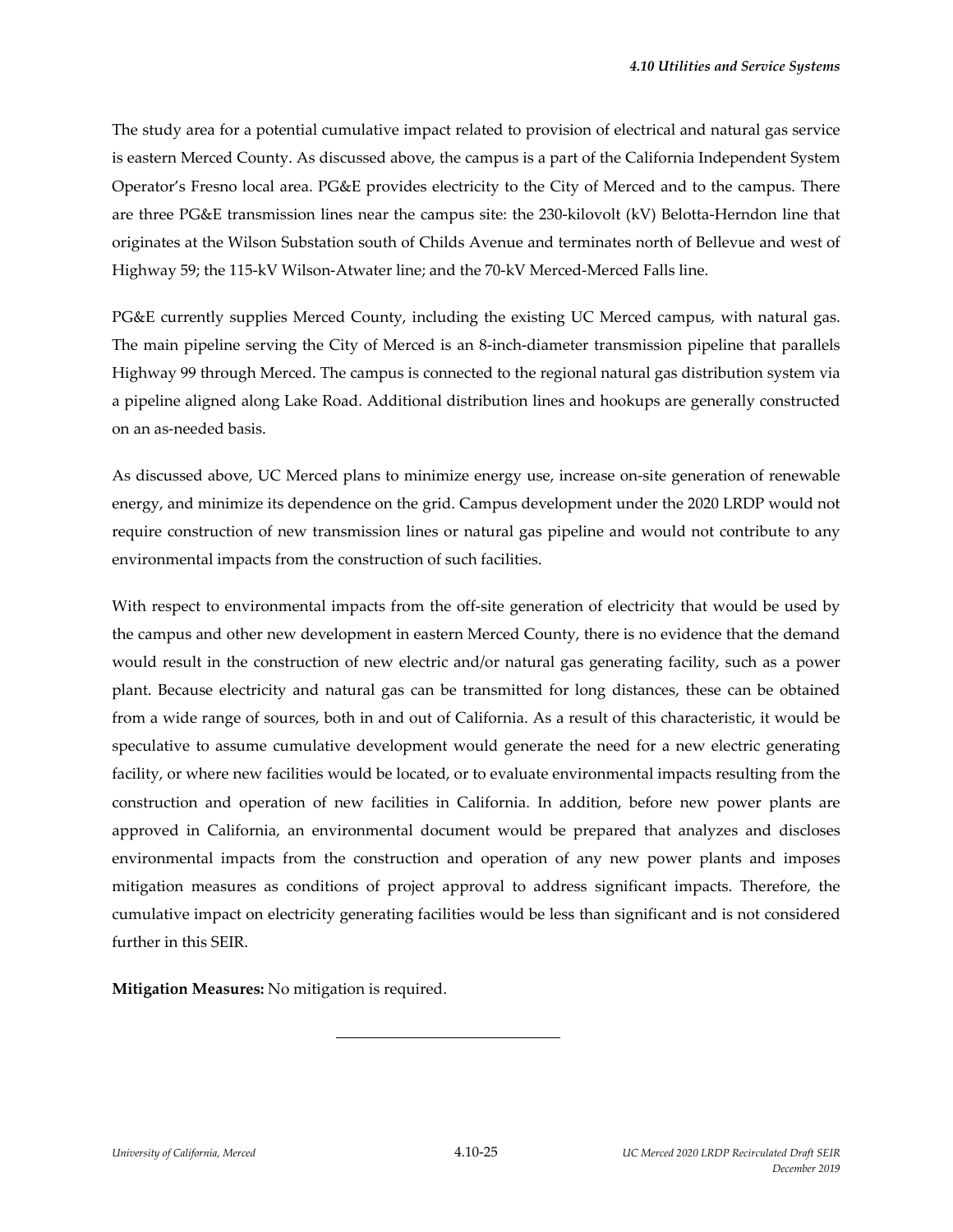The study area for a potential cumulative impact related to provision of electrical and natural gas service is eastern Merced County. As discussed above, the campus is a part of the California Independent System Operator's Fresno local area. PG&E provides electricity to the City of Merced and to the campus. There are three PG&E transmission lines near the campus site: the 230-kilovolt (kV) Belotta-Herndon line that originates at the Wilson Substation south of Childs Avenue and terminates north of Bellevue and west of Highway 59; the 115-kV Wilson-Atwater line; and the 70-kV Merced-Merced Falls line.

PG&E currently supplies Merced County, including the existing UC Merced campus, with natural gas. The main pipeline serving the City of Merced is an 8-inch-diameter transmission pipeline that parallels Highway 99 through Merced. The campus is connected to the regional natural gas distribution system via a pipeline aligned along Lake Road. Additional distribution lines and hookups are generally constructed on an as-needed basis.

As discussed above, UC Merced plans to minimize energy use, increase on-site generation of renewable energy, and minimize its dependence on the grid. Campus development under the 2020 LRDP would not require construction of new transmission lines or natural gas pipeline and would not contribute to any environmental impacts from the construction of such facilities.

With respect to environmental impacts from the off-site generation of electricity that would be used by the campus and other new development in eastern Merced County, there is no evidence that the demand would result in the construction of new electric and/or natural gas generating facility, such as a power plant. Because electricity and natural gas can be transmitted for long distances, these can be obtained from a wide range of sources, both in and out of California. As a result of this characteristic, it would be speculative to assume cumulative development would generate the need for a new electric generating facility, or where new facilities would be located, or to evaluate environmental impacts resulting from the construction and operation of new facilities in California. In addition, before new power plants are approved in California, an environmental document would be prepared that analyzes and discloses environmental impacts from the construction and operation of any new power plants and imposes mitigation measures as conditions of project approval to address significant impacts. Therefore, the cumulative impact on electricity generating facilities would be less than significant and is not considered further in this SEIR.

**Mitigation Measures:** No mitigation is required.

---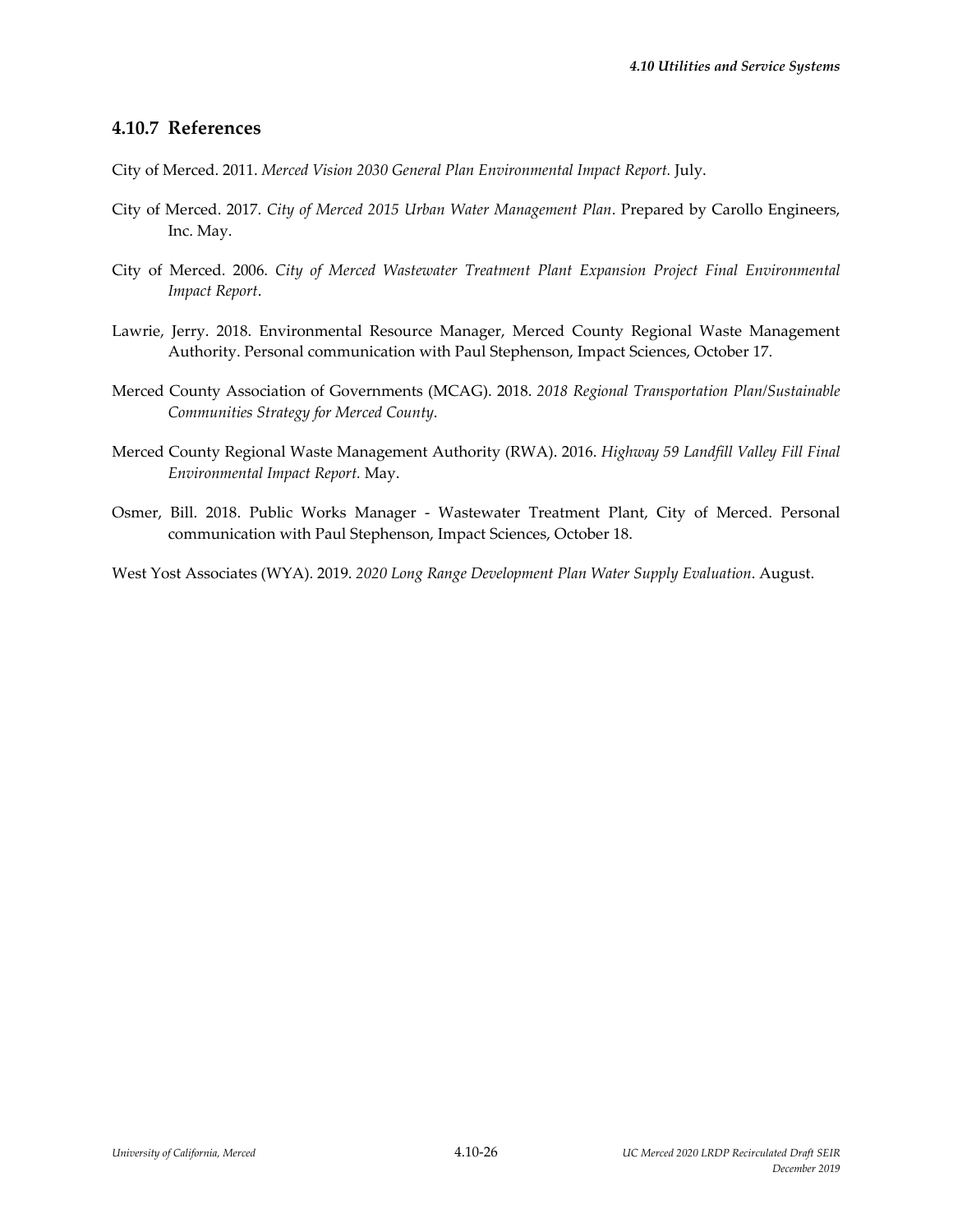### 4.10.7 References

City of Merced. 2011. *Merced Vision 2030 General Plan Environmental Impact Report.* July.

City of Merced. 2017. *City of Merced 2015 Urban Water Management Plan*. Prepared by Carollo Engineers, Inc. May.

City of Merced. 2006. *City of Merced Wastewater Treatment Plant Expansion Project Final Environmental Impact Report*.

Lawrie, Jerry. 2018. Environmental Resource Manager, Merced County Regional Waste Management Authority. Personal communication with Paul Stephenson, Impact Sciences, October 17.

Merced County Association of Governments (MCAG). 2018. *2018 Regional Transportation Plan/Sustainable Communities Strategy for Merced County*.

Merced County Regional Waste Management Authority (RWA). 2016. *Highway 59 Landfill Valley Fill Final Environmental Impact Report.* May.

Osmer, Bill. 2018. Public Works Manager - Wastewater Treatment Plant, City of Merced. Personal communication with Paul Stephenson, Impact Sciences, October 18.

West Yost Associates (WYA). 2019. *2020 Long Range Development Plan Water Supply Evaluation*. August.